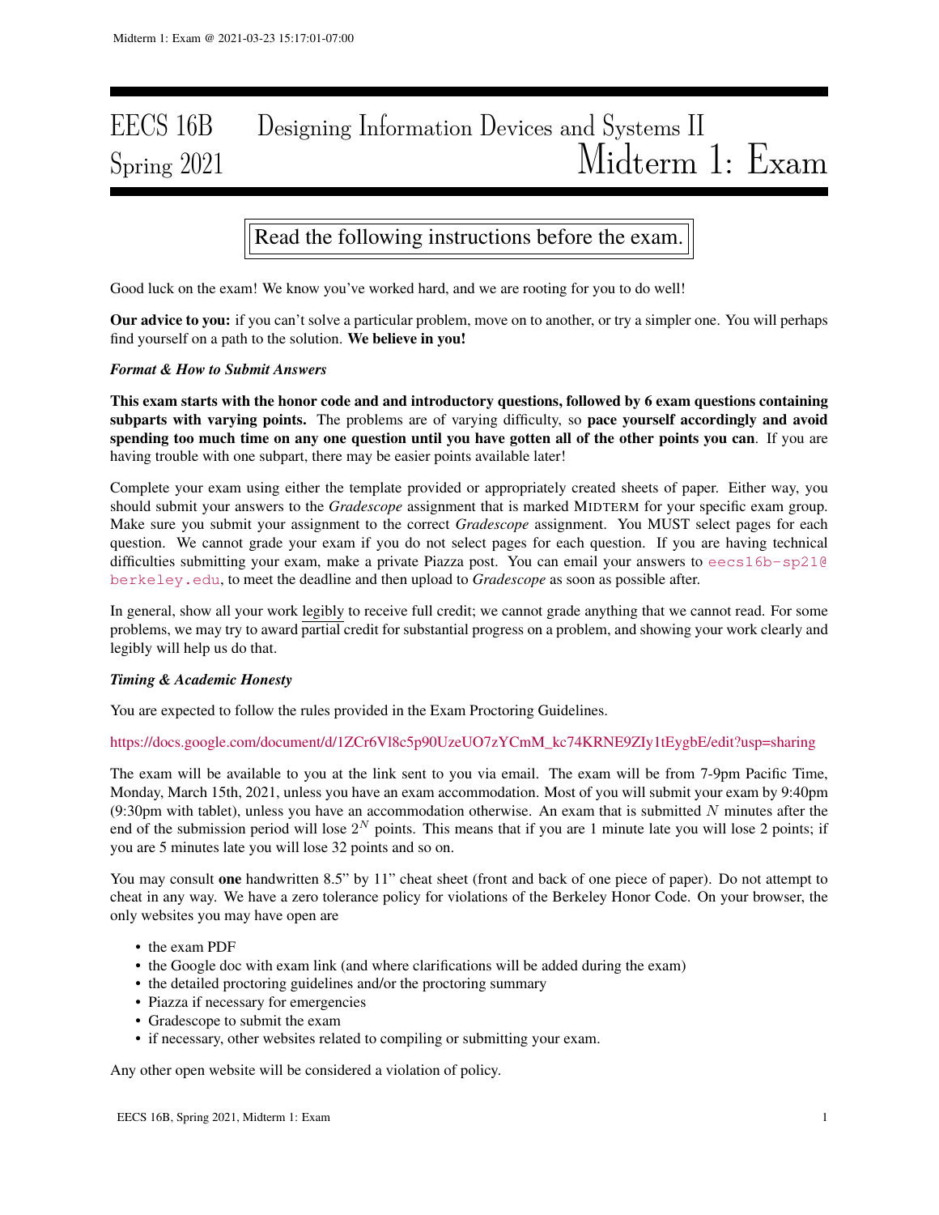# EECS 16B Designing Information Devices and Systems II
## Spring 2021 Midterm 1: Exam

**Read the following instructions before the exam.**

Good luck on the exam! We know you've worked hard, and we are rooting for you to do well!

**Our advice to you:** if you can't solve a particular problem, move on to another, or try a simpler one. You will perhaps find yourself on a path to the solution. **We believe in you!**

***Format & How to Submit Answers***

**This exam starts with the honor code and and introductory questions, followed by 6 exam questions containing subparts with varying points.** The problems are of varying difficulty, so **pace yourself accordingly and avoid spending too much time on any one question until you have gotten all of the other points you can**. If you are having trouble with one subpart, there may be easier points available later!

Complete your exam using either the template provided or appropriately created sheets of paper. Either way, you should submit your answers to the *Gradescope* assignment that is marked MIDTERM for your specific exam group. Make sure you submit your assignment to the correct *Gradescope* assignment. You MUST select pages for each question. We cannot grade your exam if you do not select pages for each question. If you are having technical difficulties submitting your exam, make a private Piazza post. You can email your answers to eecs16b-sp21@berkeley.edu, to meet the deadline and then upload to *Gradescope* as soon as possible after.

In general, show all your work legibly to receive full credit; we cannot grade anything that we cannot read. For some problems, we may try to award partial credit for substantial progress on a problem, and showing your work clearly and legibly will help us do that.

***Timing & Academic Honesty***

You are expected to follow the rules provided in the Exam Proctoring Guidelines.

https://docs.google.com/document/d/1ZCr6Vl8c5p90UzeUO7zYCmM_kc74KRNE9ZIy1tEygbE/edit?usp=sharing

The exam will be available to you at the link sent to you via email. The exam will be from 7-9pm Pacific Time, Monday, March 15th, 2021, unless you have an exam accommodation. Most of you will submit your exam by 9:40pm (9:30pm with tablet), unless you have an accommodation otherwise. An exam that is submitted $N$ minutes after the end of the submission period will lose $2^N$ points. This means that if you are 1 minute late you will lose 2 points; if you are 5 minutes late you will lose 32 points and so on.

You may consult **one** handwritten 8.5" by 11" cheat sheet (front and back of one piece of paper). Do not attempt to cheat in any way. We have a zero tolerance policy for violations of the Berkeley Honor Code. On your browser, the only websites you may have open are

- the exam PDF
- the Google doc with exam link (and where clarifications will be added during the exam)
- the detailed proctoring guidelines and/or the proctoring summary
- Piazza if necessary for emergencies
- Gradescope to submit the exam
- if necessary, other websites related to compiling or submitting your exam.

Any other open website will be considered a violation of policy.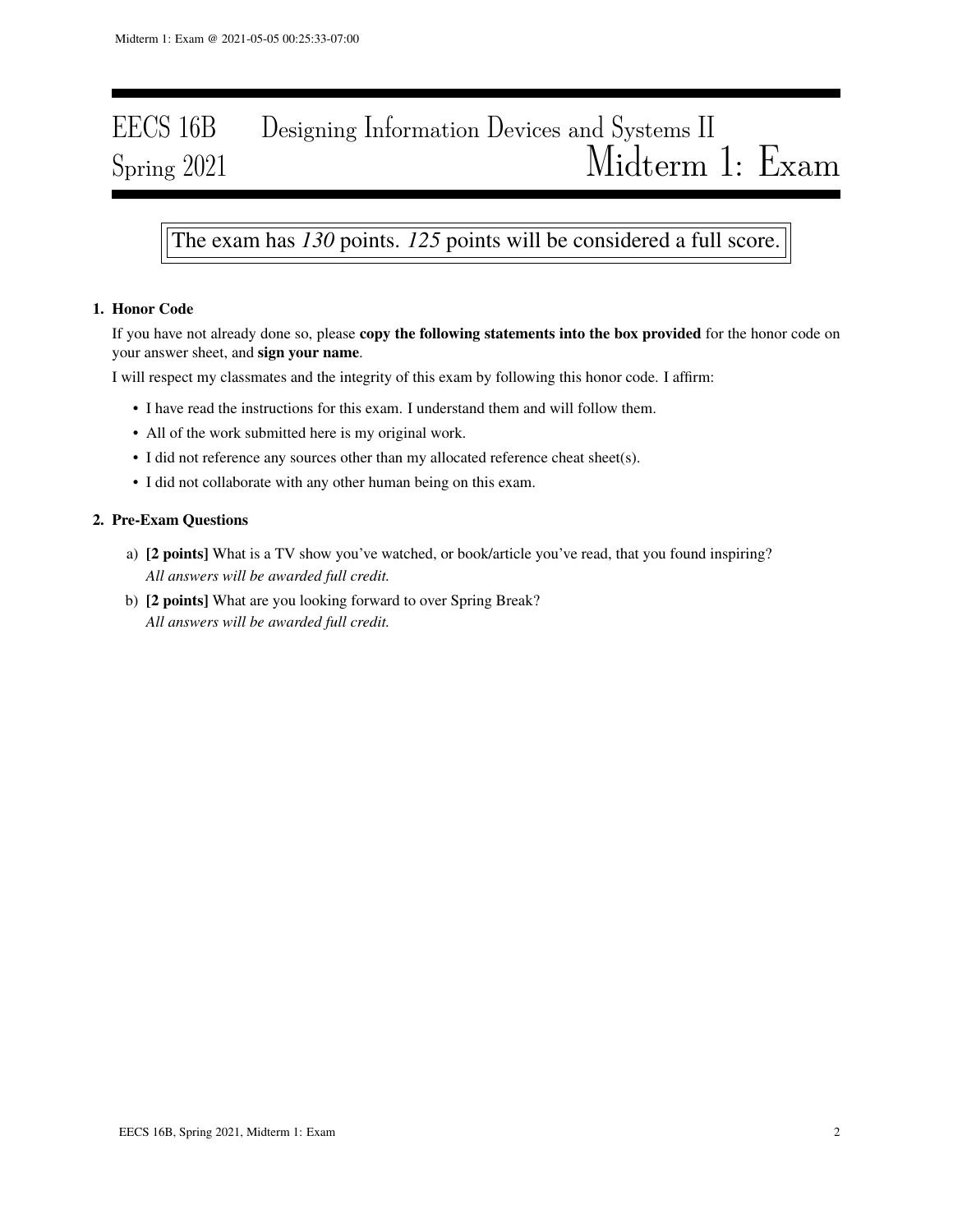# EECS 16B Designing Information Devices and Systems II
# Spring 2021 Midterm 1: Exam

**The exam has *130* points. *125* points will be considered a full score.**

**1. Honor Code**

If you have not already done so, please **copy the following statements into the box provided** for the honor code on your answer sheet, and **sign your name**.

I will respect my classmates and the integrity of this exam by following this honor code. I affirm:

- I have read the instructions for this exam. I understand them and will follow them.
- All of the work submitted here is my original work.
- I did not reference any sources other than my allocated reference cheat sheet(s).
- I did not collaborate with any other human being on this exam.

**2. Pre-Exam Questions**

a) **[2 points]** What is a TV show you've watched, or book/article you've read, that you found inspiring?
*All answers will be awarded full credit.*

b) **[2 points]** What are you looking forward to over Spring Break?
*All answers will be awarded full credit.*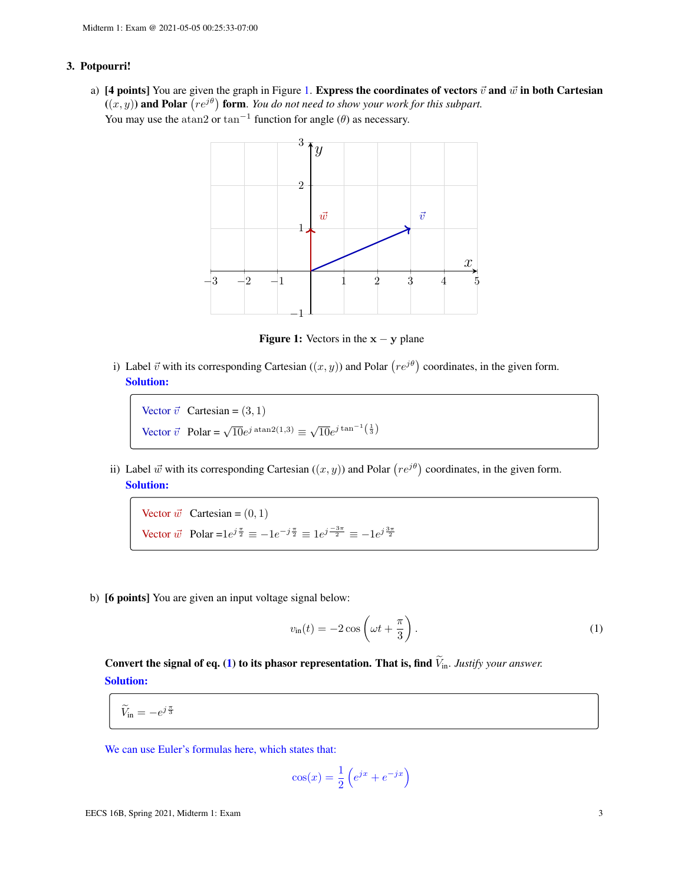### 3. Potpourri!

a) **[4 points]** You are given the graph in Figure 1. **Express the coordinates of vectors $\vec{v}$ and $\vec{w}$ in both Cartesian ($(x, y)$) and Polar $\left(re^{j\theta}\right)$ form.** *You do not need to show your work for this subpart.*
You may use the atan2 or $\tan^{-1}$ function for angle ($\theta$) as necessary.

3
2
1
−1
−3 −2 −1 1 2 3 4 5
$y$
$x$
$\vec{w}$
$\vec{v}$

**Figure 1:** Vectors in the $\mathbf{x} - \mathbf{y}$ plane

i) Label $\vec{v}$ with its corresponding Cartesian ($(x, y)$) and Polar $\left(re^{j\theta}\right)$ coordinates, in the given form.

**Solution:**

Vector $\vec{v}$ Cartesian = $(3, 1)$

Vector $\vec{v}$ Polar = $\sqrt{10}e^{j\,\mathrm{atan2}(1,3)} \equiv \sqrt{10}e^{j\tan^{-1}\left(\frac{1}{3}\right)}$

ii) Label $\vec{w}$ with its corresponding Cartesian ($(x, y)$) and Polar $\left(re^{j\theta}\right)$ coordinates, in the given form.

**Solution:**

Vector $\vec{w}$ Cartesian = $(0, 1)$

Vector $\vec{w}$ Polar $= 1e^{j\frac{\pi}{2}} \equiv -1e^{-j\frac{\pi}{2}} \equiv 1e^{j\frac{-3\pi}{2}} \equiv -1e^{j\frac{3\pi}{2}}$

b) **[6 points]** You are given an input voltage signal below:

$$v_{\text{in}}(t) = -2\cos\left(\omega t + \frac{\pi}{3}\right). \tag{1}$$

**Convert the signal of eq. (1) to its phasor representation. That is, find $\widetilde{V}_{\text{in}}$.** *Justify your answer.*

**Solution:**

$$\widetilde{V}_{\text{in}} = -e^{j\frac{\pi}{3}}$$

We can use Euler's formulas here, which states that:

$$\cos(x) = \frac{1}{2}\left(e^{jx} + e^{-jx}\right)$$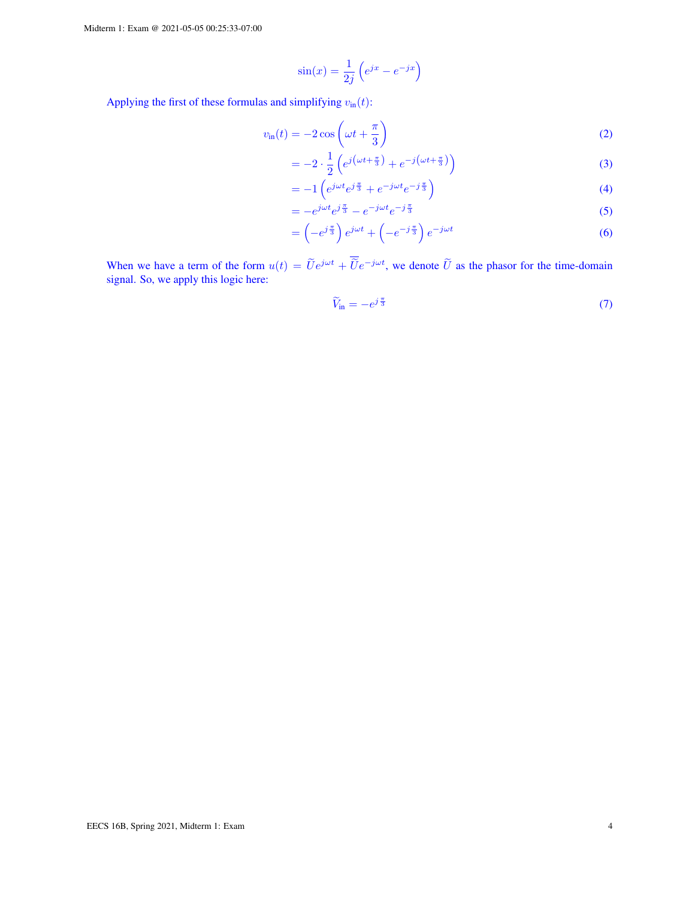$$\sin(x) = \frac{1}{2j}\left(e^{jx} - e^{-jx}\right)$$

Applying the first of these formulas and simplifying $v_{\text{in}}(t)$:

$$v_{\text{in}}(t) = -2\cos\left(\omega t + \frac{\pi}{3}\right) \tag{2}$$

$$= -2 \cdot \frac{1}{2}\left(e^{j\left(\omega t + \frac{\pi}{3}\right)} + e^{-j\left(\omega t + \frac{\pi}{3}\right)}\right) \tag{3}$$

$$= -1\left(e^{j\omega t}e^{j\frac{\pi}{3}} + e^{-j\omega t}e^{-j\frac{\pi}{3}}\right) \tag{4}$$

$$= -e^{j\omega t}e^{j\frac{\pi}{3}} - e^{-j\omega t}e^{-j\frac{\pi}{3}} \tag{5}$$

$$= \left(-e^{j\frac{\pi}{3}}\right)e^{j\omega t} + \left(-e^{-j\frac{\pi}{3}}\right)e^{-j\omega t} \tag{6}$$

When we have a term of the form $u(t) = \widetilde{U}e^{j\omega t} + \overline{\widetilde{U}}e^{-j\omega t}$, we denote $\widetilde{U}$ as the phasor for the time-domain signal. So, we apply this logic here:

$$\widetilde{V}_{\text{in}} = -e^{j\frac{\pi}{3}} \tag{7}$$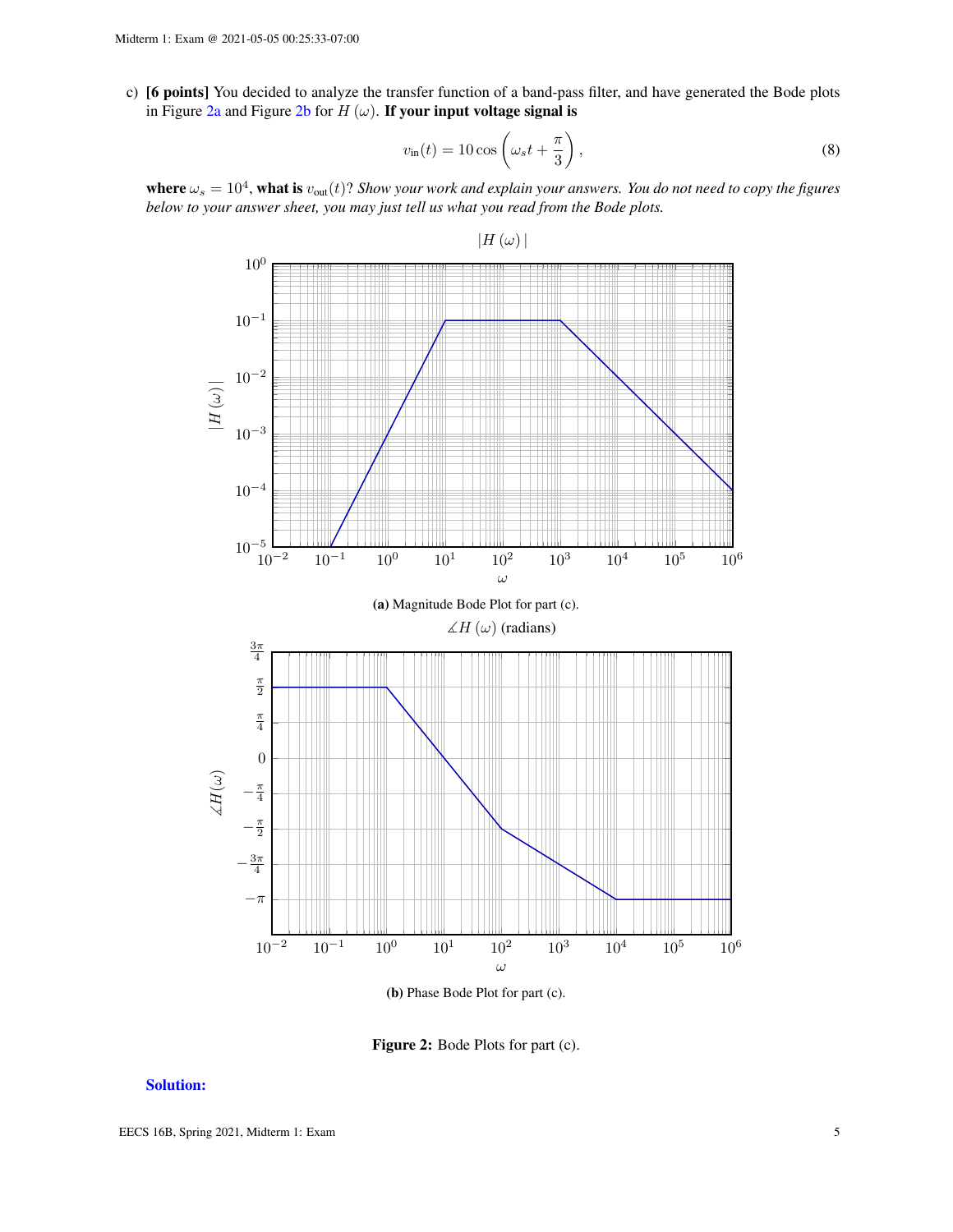c) **[6 points]** You decided to analyze the transfer function of a band-pass filter, and have generated the Bode plots in Figure 2a and Figure 2b for $H(\omega)$. **If your input voltage signal is**

$$v_{\text{in}}(t) = 10\cos\left(\omega_s t + \frac{\pi}{3}\right), \tag{8}$$

**where** $\omega_s = 10^4$, **what is** $v_{\text{out}}(t)$? *Show your work and explain your answers. You do not need to copy the figures below to your answer sheet, you may just tell us what you read from the Bode plots.*

$|H(\omega)|$

$10^0$
$10^{-1}$
$10^{-2}$
$10^{-3}$
$10^{-4}$
$10^{-5}$

$|H(\omega)|$

$10^{-2}$ $10^{-1}$ $10^0$ $10^1$ $10^2$ $10^3$ $10^4$ $10^5$ $10^6$

$\omega$

**(a)** Magnitude Bode Plot for part (c).

$\measuredangle H(\omega)$ (radians)

$\frac{3\pi}{4}$
$\frac{\pi}{2}$
$\frac{\pi}{4}$
$0$
$-\frac{\pi}{4}$
$-\frac{\pi}{2}$
$-\frac{3\pi}{4}$
$-\pi$

$\measuredangle H(\omega)$

$10^{-2}$ $10^{-1}$ $10^0$ $10^1$ $10^2$ $10^3$ $10^4$ $10^5$ $10^6$

$\omega$

**(b)** Phase Bode Plot for part (c).

**Figure 2:** Bode Plots for part (c).

**Solution:**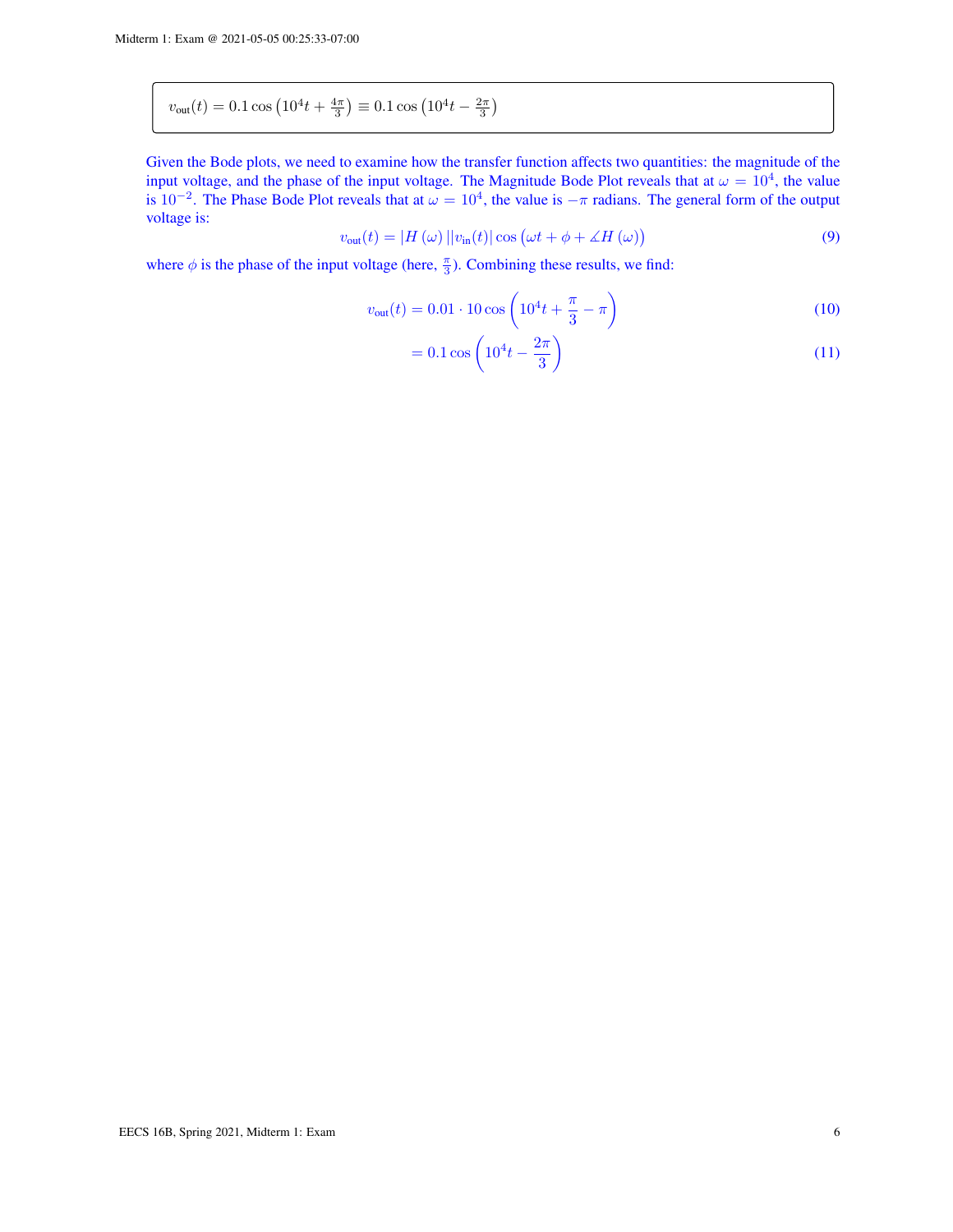$$v_{\text{out}}(t) = 0.1\cos\left(10^4 t + \frac{4\pi}{3}\right) \equiv 0.1\cos\left(10^4 t - \frac{2\pi}{3}\right)$$

Given the Bode plots, we need to examine how the transfer function affects two quantities: the magnitude of the input voltage, and the phase of the input voltage. The Magnitude Bode Plot reveals that at $\omega = 10^4$, the value is $10^{-2}$. The Phase Bode Plot reveals that at $\omega = 10^4$, the value is $-\pi$ radians. The general form of the output voltage is:

$$v_{\text{out}}(t) = |H(\omega)||v_{\text{in}}(t)|\cos\left(\omega t + \phi + \measuredangle H(\omega)\right) \tag{9}$$

where $\phi$ is the phase of the input voltage (here, $\frac{\pi}{3}$). Combining these results, we find:

$$v_{\text{out}}(t) = 0.01 \cdot 10\cos\left(10^4 t + \frac{\pi}{3} - \pi\right) \tag{10}$$

$$= 0.1\cos\left(10^4 t - \frac{2\pi}{3}\right) \tag{11}$$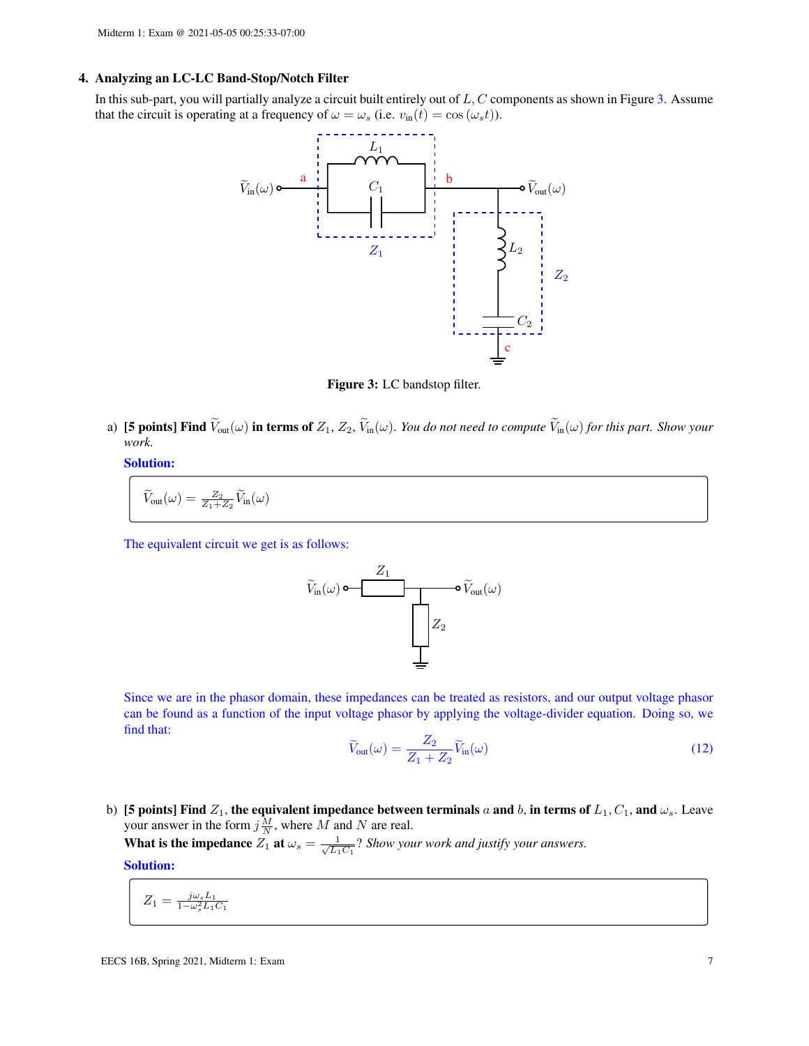## 4. Analyzing an LC-LC Band-Stop/Notch Filter

In this sub-part, you will partially analyze a circuit built entirely out of $L, C$ components as shown in Figure 3. Assume that the circuit is operating at a frequency of $\omega = \omega_s$ (i.e. $v_{\text{in}}(t) = \cos(\omega_s t)$).

$\widetilde{V}_{\text{in}}(\omega)$
a
$L_1$
$C_1$
$Z_1$
b
$\widetilde{V}_{\text{out}}(\omega)$
$L_2$
$Z_2$
$C_2$
c

**Figure 3:** LC bandstop filter.

a) **[5 points] Find $\widetilde{V}_{\text{out}}(\omega)$ in terms of $Z_1$, $Z_2$, $\widetilde{V}_{\text{in}}(\omega)$.** *You do not need to compute $\widetilde{V}_{\text{in}}(\omega)$ for this part. Show your work.*

**Solution:**

$\widetilde{V}_{\text{out}}(\omega) = \frac{Z_2}{Z_1 + Z_2}\widetilde{V}_{\text{in}}(\omega)$

The equivalent circuit we get is as follows:

$\widetilde{V}_{\text{in}}(\omega)$
$Z_1$
$\widetilde{V}_{\text{out}}(\omega)$
$Z_2$

Since we are in the phasor domain, these impedances can be treated as resistors, and our output voltage phasor can be found as a function of the input voltage phasor by applying the voltage-divider equation. Doing so, we find that:

$$\widetilde{V}_{\text{out}}(\omega) = \frac{Z_2}{Z_1 + Z_2}\widetilde{V}_{\text{in}}(\omega) \tag{12}$$

b) **[5 points] Find $Z_1$, the equivalent impedance between terminals $a$ and $b$, in terms of $L_1, C_1$, and $\omega_s$.** Leave your answer in the form $j\frac{M}{N}$, where $M$ and $N$ are real.
**What is the impedance $Z_1$ at $\omega_s = \frac{1}{\sqrt{L_1 C_1}}$?** *Show your work and justify your answers.*

**Solution:**

$Z_1 = \frac{j\omega_s L_1}{1 - \omega_s^2 L_1 C_1}$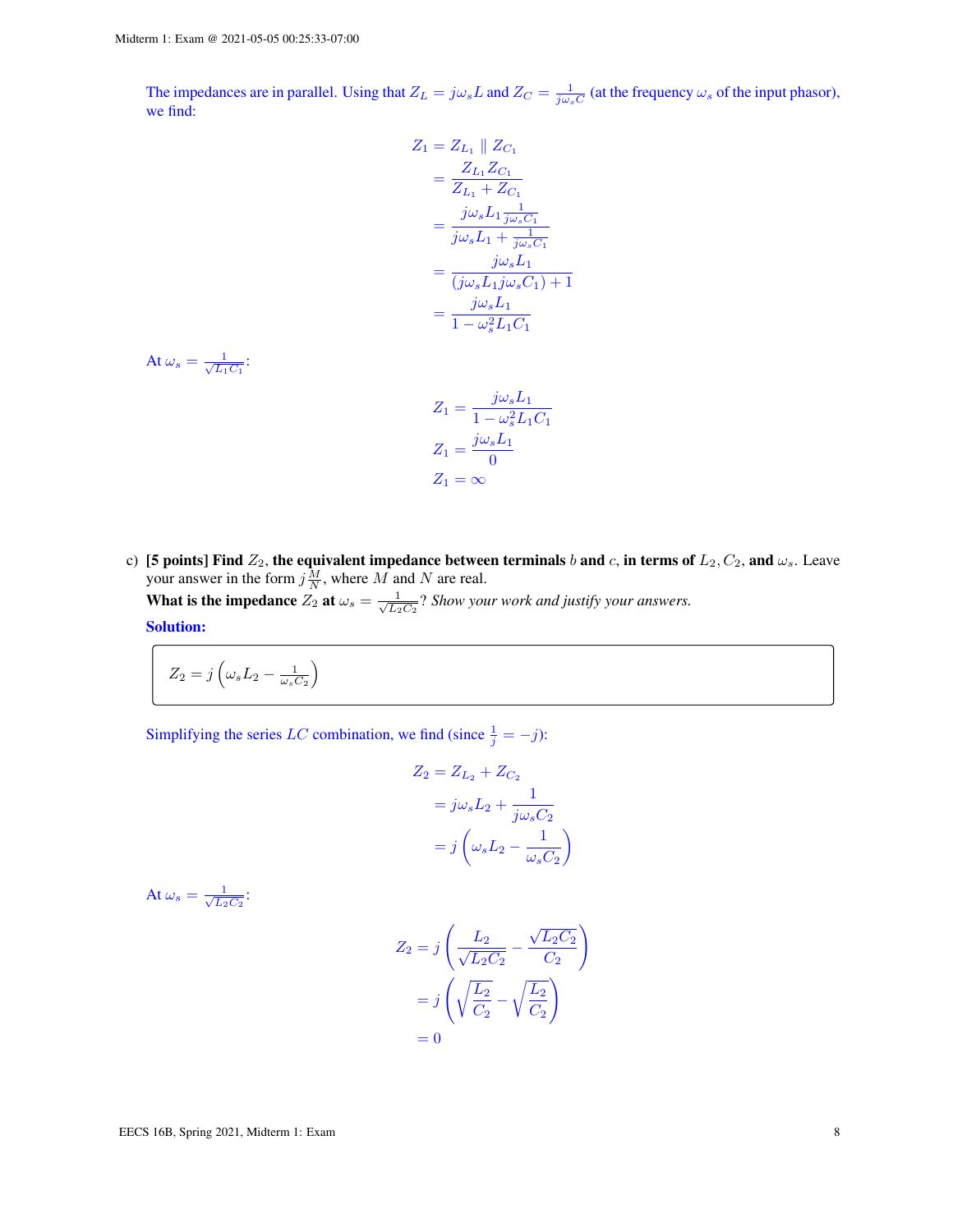The impedances are in parallel. Using that $Z_L = j\omega_s L$ and $Z_C = \frac{1}{j\omega_s C}$ (at the frequency $\omega_s$ of the input phasor), we find:

$$
\begin{aligned}
Z_1 &= Z_{L_1} \parallel Z_{C_1} \\
&= \frac{Z_{L_1} Z_{C_1}}{Z_{L_1} + Z_{C_1}} \\
&= \frac{j\omega_s L_1 \frac{1}{j\omega_s C_1}}{j\omega_s L_1 + \frac{1}{j\omega_s C_1}} \\
&= \frac{j\omega_s L_1}{(j\omega_s L_1 j\omega_s C_1) + 1} \\
&= \frac{j\omega_s L_1}{1 - \omega_s^2 L_1 C_1}
\end{aligned}
$$

At $\omega_s = \frac{1}{\sqrt{L_1 C_1}}$:

$$
\begin{aligned}
Z_1 &= \frac{j\omega_s L_1}{1 - \omega_s^2 L_1 C_1} \\
Z_1 &= \frac{j\omega_s L_1}{0} \\
Z_1 &= \infty
\end{aligned}
$$

c) **[5 points] Find $Z_2$, the equivalent impedance between terminals $b$ and $c$, in terms of $L_2, C_2$, and $\omega_s$.** Leave your answer in the form $j\frac{M}{N}$, where $M$ and $N$ are real.
**What is the impedance $Z_2$ at $\omega_s = \frac{1}{\sqrt{L_2 C_2}}$?** *Show your work and justify your answers.*

**Solution:**

$$Z_2 = j\left(\omega_s L_2 - \frac{1}{\omega_s C_2}\right)$$

Simplifying the series $LC$ combination, we find (since $\frac{1}{j} = -j$):

$$
\begin{aligned}
Z_2 &= Z_{L_2} + Z_{C_2} \\
&= j\omega_s L_2 + \frac{1}{j\omega_s C_2} \\
&= j\left(\omega_s L_2 - \frac{1}{\omega_s C_2}\right)
\end{aligned}
$$

At $\omega_s = \frac{1}{\sqrt{L_2 C_2}}$:

$$
\begin{aligned}
Z_2 &= j\left(\frac{L_2}{\sqrt{L_2 C_2}} - \frac{\sqrt{L_2 C_2}}{C_2}\right) \\
&= j\left(\sqrt{\frac{L_2}{C_2}} - \sqrt{\frac{L_2}{C_2}}\right) \\
&= 0
\end{aligned}
$$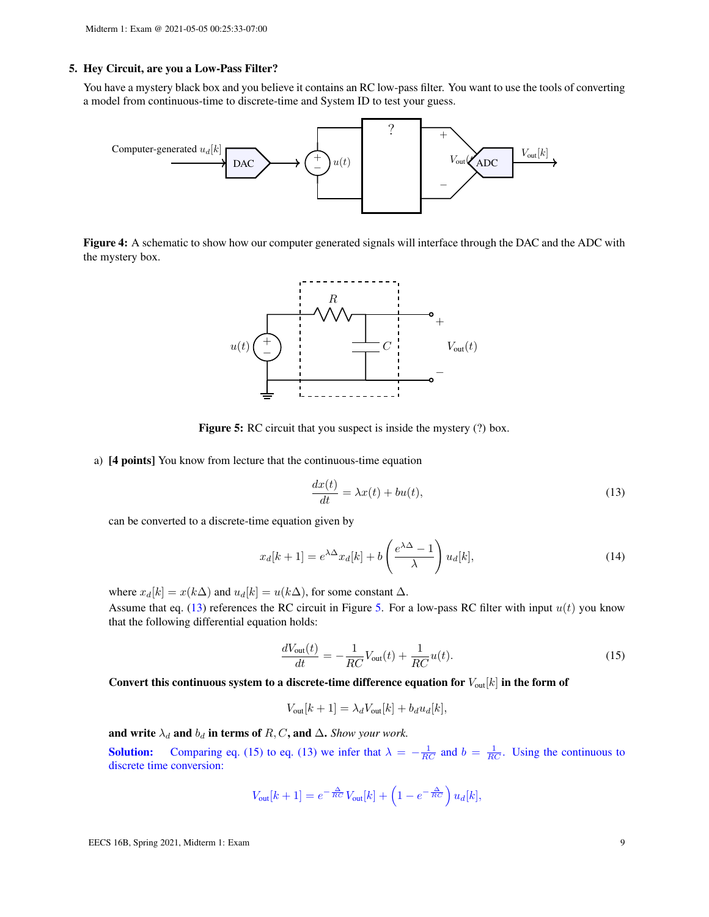## 5. Hey Circuit, are you a Low-Pass Filter?

You have a mystery black box and you believe it contains an RC low-pass filter. You want to use the tools of converting a model from continuous-time to discrete-time and System ID to test your guess.

Computer-generated $u_d[k]$

DAC

$u(t)$

?

$V_{\text{out}}(t)$

ADC

$V_{\text{out}}[k]$

**Figure 4:** A schematic to show how our computer generated signals will interface through the DAC and the ADC with the mystery box.

$R$

$u(t)$

$C$

$V_{\text{out}}(t)$

**Figure 5:** RC circuit that you suspect is inside the mystery (?) box.

a) **[4 points]** You know from lecture that the continuous-time equation

$$\frac{dx(t)}{dt} = \lambda x(t) + bu(t), \tag{13}$$

can be converted to a discrete-time equation given by

$$x_d[k+1] = e^{\lambda\Delta} x_d[k] + b\left(\frac{e^{\lambda\Delta} - 1}{\lambda}\right) u_d[k], \tag{14}$$

where $x_d[k] = x(k\Delta)$ and $u_d[k] = u(k\Delta)$, for some constant $\Delta$.

Assume that eq. (13) references the RC circuit in Figure 5. For a low-pass RC filter with input $u(t)$ you know that the following differential equation holds:

$$\frac{dV_{\text{out}}(t)}{dt} = -\frac{1}{RC} V_{\text{out}}(t) + \frac{1}{RC} u(t). \tag{15}$$

**Convert this continuous system to a discrete-time difference equation for $V_{\text{out}}[k]$ in the form of**

$$V_{\text{out}}[k+1] = \lambda_d V_{\text{out}}[k] + b_d u_d[k],$$

**and write $\lambda_d$ and $b_d$ in terms of $R, C$, and $\Delta$.** *Show your work.*

**Solution:** Comparing eq. (15) to eq. (13) we infer that $\lambda = -\frac{1}{RC}$ and $b = \frac{1}{RC}$. Using the continuous to discrete time conversion:

$$V_{\text{out}}[k+1] = e^{-\frac{\Delta}{RC}} V_{\text{out}}[k] + \left(1 - e^{-\frac{\Delta}{RC}}\right) u_d[k],$$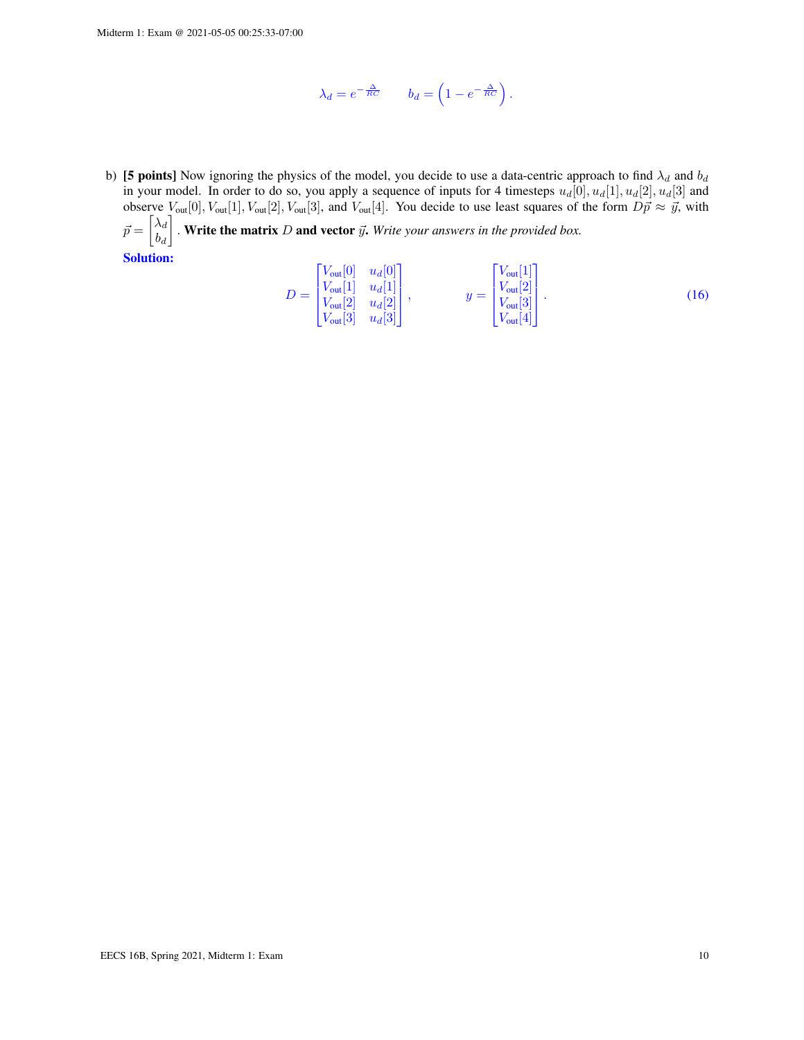$$\lambda_d = e^{-\frac{\Delta}{RC}} \qquad b_d = \left(1 - e^{-\frac{\Delta}{RC}}\right).$$

b) **[5 points]** Now ignoring the physics of the model, you decide to use a data-centric approach to find $\lambda_d$ and $b_d$ in your model. In order to do so, you apply a sequence of inputs for 4 timesteps $u_d[0], u_d[1], u_d[2], u_d[3]$ and observe $V_{\text{out}}[0], V_{\text{out}}[1], V_{\text{out}}[2], V_{\text{out}}[3]$, and $V_{\text{out}}[4]$. You decide to use least squares of the form $D\vec{p} \approx \vec{y}$, with $\vec{p} = \begin{bmatrix} \lambda_d \\ b_d \end{bmatrix}$. **Write the matrix $D$ and vector $\vec{y}$.** *Write your answers in the provided box.*

**Solution:**

$$D = \begin{bmatrix} V_{\text{out}}[0] & u_d[0] \\ V_{\text{out}}[1] & u_d[1] \\ V_{\text{out}}[2] & u_d[2] \\ V_{\text{out}}[3] & u_d[3] \end{bmatrix}, \qquad y = \begin{bmatrix} V_{\text{out}}[1] \\ V_{\text{out}}[2] \\ V_{\text{out}}[3] \\ V_{\text{out}}[4] \end{bmatrix}. \tag{16}$$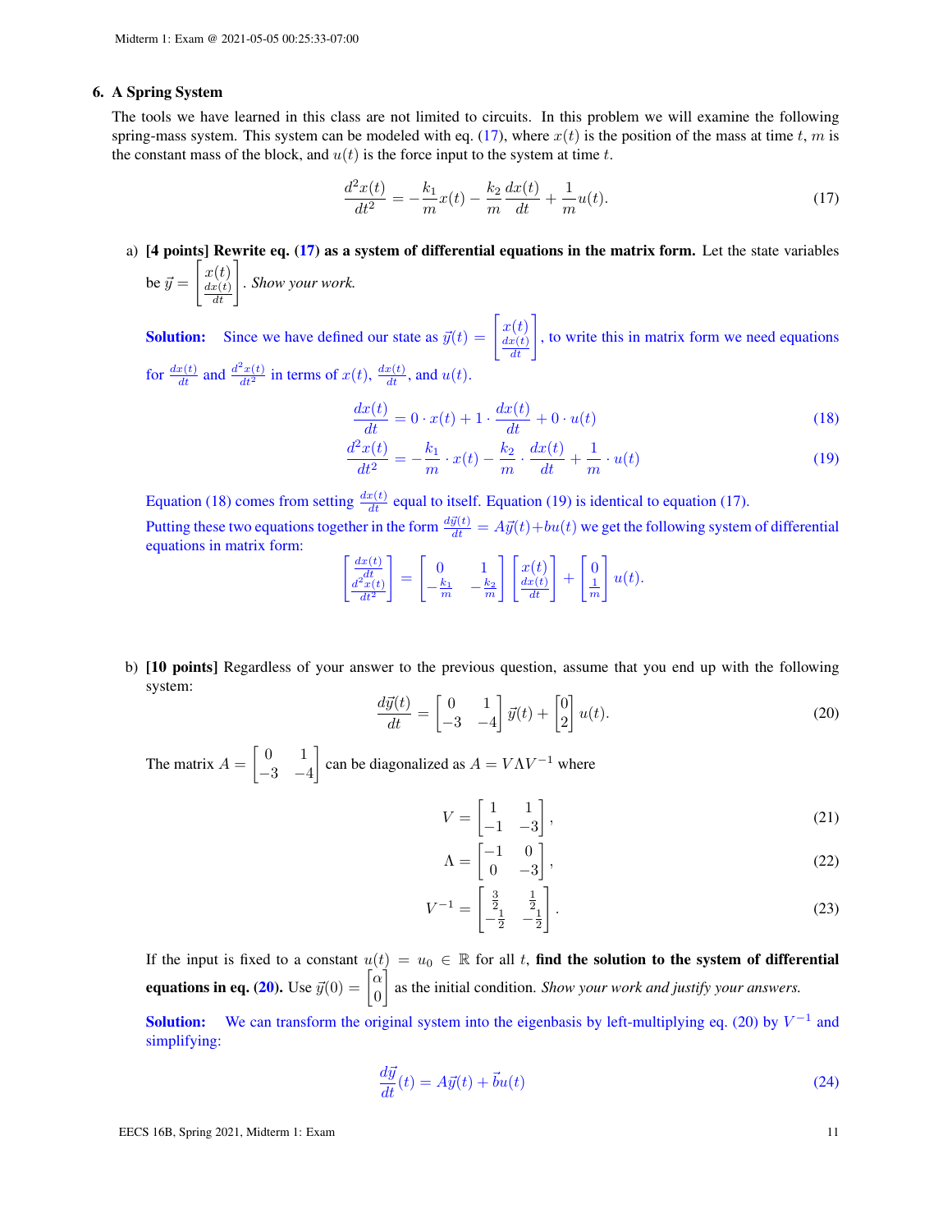## 6. A Spring System

The tools we have learned in this class are not limited to circuits. In this problem we will examine the following spring-mass system. This system can be modeled with eq. (17), where $x(t)$ is the position of the mass at time $t$, $m$ is the constant mass of the block, and $u(t)$ is the force input to the system at time $t$.

$$\frac{d^2x(t)}{dt^2} = -\frac{k_1}{m}x(t) - \frac{k_2}{m}\frac{dx(t)}{dt} + \frac{1}{m}u(t). \tag{17}$$

a) **[4 points] Rewrite eq. (17) as a system of differential equations in the matrix form.** Let the state variables be $\vec{y} = \begin{bmatrix} x(t) \\ \frac{dx(t)}{dt} \end{bmatrix}$. *Show your work.*

**Solution:** Since we have defined our state as $\vec{y}(t) = \begin{bmatrix} x(t) \\ \frac{dx(t)}{dt} \end{bmatrix}$, to write this in matrix form we need equations for $\frac{dx(t)}{dt}$ and $\frac{d^2x(t)}{dt^2}$ in terms of $x(t)$, $\frac{dx(t)}{dt}$, and $u(t)$.

$$\frac{dx(t)}{dt} = 0 \cdot x(t) + 1 \cdot \frac{dx(t)}{dt} + 0 \cdot u(t) \tag{18}$$

$$\frac{d^2x(t)}{dt^2} = -\frac{k_1}{m} \cdot x(t) - \frac{k_2}{m} \cdot \frac{dx(t)}{dt} + \frac{1}{m} \cdot u(t) \tag{19}$$

Equation (18) comes from setting $\frac{dx(t)}{dt}$ equal to itself. Equation (19) is identical to equation (17).

Putting these two equations together in the form $\frac{d\vec{y}(t)}{dt} = A\vec{y}(t) + bu(t)$ we get the following system of differential equations in matrix form:

$$\begin{bmatrix} \frac{dx(t)}{dt} \\ \frac{d^2x(t)}{dt^2} \end{bmatrix} = \begin{bmatrix} 0 & 1 \\ -\frac{k_1}{m} & -\frac{k_2}{m} \end{bmatrix} \begin{bmatrix} x(t) \\ \frac{dx(t)}{dt} \end{bmatrix} + \begin{bmatrix} 0 \\ \frac{1}{m} \end{bmatrix} u(t).$$

b) **[10 points]** Regardless of your answer to the previous question, assume that you end up with the following system:

$$\frac{d\vec{y}(t)}{dt} = \begin{bmatrix} 0 & 1 \\ -3 & -4 \end{bmatrix} \vec{y}(t) + \begin{bmatrix} 0 \\ 2 \end{bmatrix} u(t). \tag{20}$$

The matrix $A = \begin{bmatrix} 0 & 1 \\ -3 & -4 \end{bmatrix}$ can be diagonalized as $A = V\Lambda V^{-1}$ where

$$V = \begin{bmatrix} 1 & 1 \\ -1 & -3 \end{bmatrix}, \tag{21}$$

$$\Lambda = \begin{bmatrix} -1 & 0 \\ 0 & -3 \end{bmatrix}, \tag{22}$$

$$V^{-1} = \begin{bmatrix} \frac{3}{2} & \frac{1}{2} \\ -\frac{1}{2} & -\frac{1}{2} \end{bmatrix}. \tag{23}$$

If the input is fixed to a constant $u(t) = u_0 \in \mathbb{R}$ for all $t$, **find the solution to the system of differential equations in eq. (20).** Use $\vec{y}(0) = \begin{bmatrix} \alpha \\ 0 \end{bmatrix}$ as the initial condition. *Show your work and justify your answers.*

**Solution:** We can transform the original system into the eigenbasis by left-multiplying eq. (20) by $V^{-1}$ and simplifying:

$$\frac{d\vec{y}}{dt}(t) = A\vec{y}(t) + \vec{b}u(t) \tag{24}$$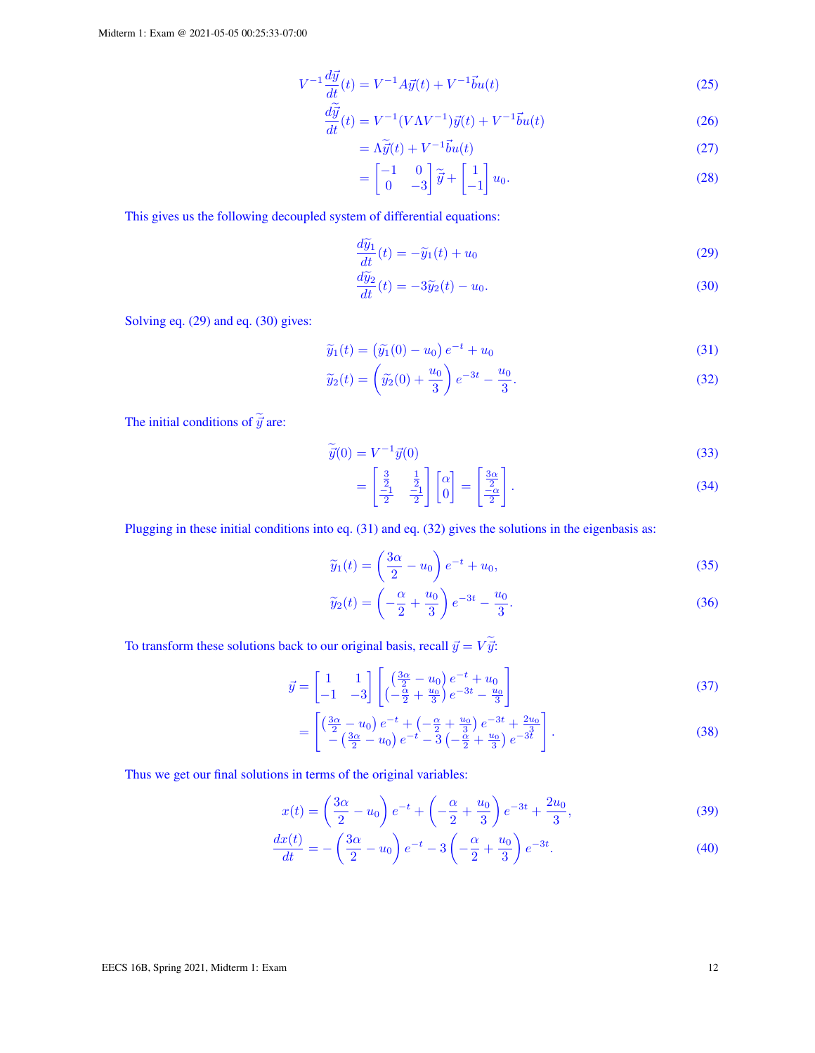$$V^{-1}\frac{d\vec{y}}{dt}(t) = V^{-1}A\vec{y}(t) + V^{-1}\vec{b}u(t) \tag{25}$$

$$\frac{d\widetilde{\vec{y}}}{dt}(t) = V^{-1}(V\Lambda V^{-1})\vec{y}(t) + V^{-1}\vec{b}u(t) \tag{26}$$

$$= \Lambda\widetilde{\vec{y}}(t) + V^{-1}\vec{b}u(t) \tag{27}$$

$$= \begin{bmatrix} -1 & 0 \\ 0 & -3 \end{bmatrix}\widetilde{\vec{y}} + \begin{bmatrix} 1 \\ -1 \end{bmatrix} u_0. \tag{28}$$

This gives us the following decoupled system of differential equations:

$$\frac{d\widetilde{y}_1}{dt}(t) = -\widetilde{y}_1(t) + u_0 \tag{29}$$

$$\frac{d\widetilde{y}_2}{dt}(t) = -3\widetilde{y}_2(t) - u_0. \tag{30}$$

Solving eq. (29) and eq. (30) gives:

$$\widetilde{y}_1(t) = \left(\widetilde{y}_1(0) - u_0\right)e^{-t} + u_0 \tag{31}$$

$$\widetilde{y}_2(t) = \left(\widetilde{y}_2(0) + \frac{u_0}{3}\right)e^{-3t} - \frac{u_0}{3}. \tag{32}$$

The initial conditions of $\widetilde{\vec{y}}$ are:

$$\widetilde{\vec{y}}(0) = V^{-1}\vec{y}(0) \tag{33}$$

$$= \begin{bmatrix} \frac{3}{2} & \frac{1}{2} \\ \frac{-1}{2} & \frac{-1}{2} \end{bmatrix}\begin{bmatrix} \alpha \\ 0 \end{bmatrix} = \begin{bmatrix} \frac{3\alpha}{2} \\ \frac{-\alpha}{2} \end{bmatrix}. \tag{34}$$

Plugging in these initial conditions into eq. (31) and eq. (32) gives the solutions in the eigenbasis as:

$$\widetilde{y}_1(t) = \left(\frac{3\alpha}{2} - u_0\right)e^{-t} + u_0, \tag{35}$$

$$\widetilde{y}_2(t) = \left(-\frac{\alpha}{2} + \frac{u_0}{3}\right)e^{-3t} - \frac{u_0}{3}. \tag{36}$$

To transform these solutions back to our original basis, recall $\vec{y} = V\widetilde{\vec{y}}$:

$$\vec{y} = \begin{bmatrix} 1 & 1 \\ -1 & -3 \end{bmatrix}\begin{bmatrix} \left(\frac{3\alpha}{2} - u_0\right)e^{-t} + u_0 \\ \left(-\frac{\alpha}{2} + \frac{u_0}{3}\right)e^{-3t} - \frac{u_0}{3} \end{bmatrix} \tag{37}$$

$$= \begin{bmatrix} \left(\frac{3\alpha}{2} - u_0\right)e^{-t} + \left(-\frac{\alpha}{2} + \frac{u_0}{3}\right)e^{-3t} + \frac{2u_0}{3} \\ -\left(\frac{3\alpha}{2} - u_0\right)e^{-t} - 3\left(-\frac{\alpha}{2} + \frac{u_0}{3}\right)e^{-3t} \end{bmatrix}. \tag{38}$$

Thus we get our final solutions in terms of the original variables:

$$x(t) = \left(\frac{3\alpha}{2} - u_0\right)e^{-t} + \left(-\frac{\alpha}{2} + \frac{u_0}{3}\right)e^{-3t} + \frac{2u_0}{3}, \tag{39}$$

$$\frac{dx(t)}{dt} = -\left(\frac{3\alpha}{2} - u_0\right)e^{-t} - 3\left(-\frac{\alpha}{2} + \frac{u_0}{3}\right)e^{-3t}. \tag{40}$$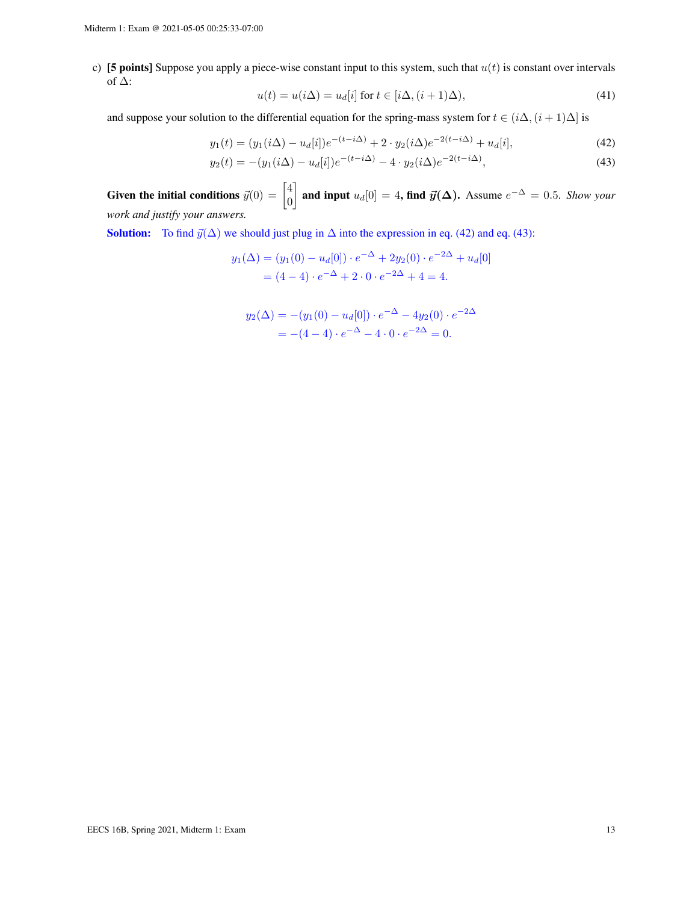c) **[5 points]** Suppose you apply a piece-wise constant input to this system, such that $u(t)$ is constant over intervals of $\Delta$:

$$u(t) = u(i\Delta) = u_d[i] \text{ for } t \in [i\Delta, (i+1)\Delta), \tag{41}$$

and suppose your solution to the differential equation for the spring-mass system for $t \in (i\Delta, (i+1)\Delta]$ is

$$y_1(t) = (y_1(i\Delta) - u_d[i])e^{-(t-i\Delta)} + 2 \cdot y_2(i\Delta)e^{-2(t-i\Delta)} + u_d[i], \tag{42}$$

$$y_2(t) = -(y_1(i\Delta) - u_d[i])e^{-(t-i\Delta)} - 4 \cdot y_2(i\Delta)e^{-2(t-i\Delta)}, \tag{43}$$

**Given the initial conditions** $\vec{y}(0) = \begin{bmatrix} 4 \\ 0 \end{bmatrix}$ **and input** $u_d[0] = 4$**, find** $\vec{y}(\Delta)$**.** Assume $e^{-\Delta} = 0.5$. *Show your work and justify your answers.*

**Solution:** To find $\vec{y}(\Delta)$ we should just plug in $\Delta$ into the expression in eq. (42) and eq. (43):

$$\begin{aligned} y_1(\Delta) &= (y_1(0) - u_d[0]) \cdot e^{-\Delta} + 2y_2(0) \cdot e^{-2\Delta} + u_d[0] \\ &= (4-4) \cdot e^{-\Delta} + 2 \cdot 0 \cdot e^{-2\Delta} + 4 = 4. \end{aligned}$$

$$\begin{aligned} y_2(\Delta) &= -(y_1(0) - u_d[0]) \cdot e^{-\Delta} - 4y_2(0) \cdot e^{-2\Delta} \\ &= -(4-4) \cdot e^{-\Delta} - 4 \cdot 0 \cdot e^{-2\Delta} = 0. \end{aligned}$$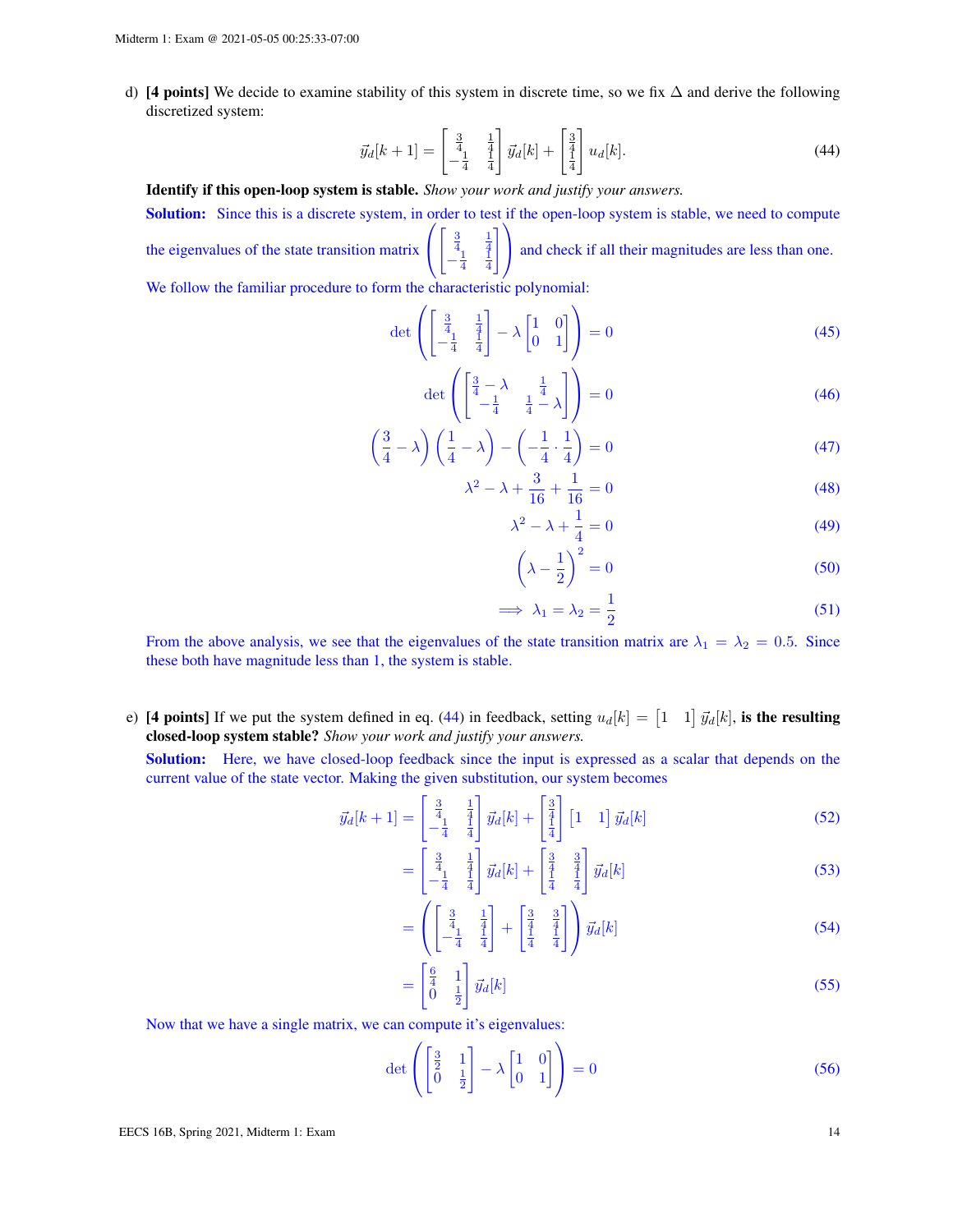d) **[4 points]** We decide to examine stability of this system in discrete time, so we fix $\Delta$ and derive the following discretized system:

$$\vec{y}_d[k+1] = \begin{bmatrix} \frac{3}{4} & \frac{1}{4} \\ -\frac{1}{4} & \frac{1}{4} \end{bmatrix} \vec{y}_d[k] + \begin{bmatrix} \frac{3}{4} \\ \frac{1}{4} \end{bmatrix} u_d[k]. \tag{44}$$

**Identify if this open-loop system is stable.** *Show your work and justify your answers.*

**Solution:** Since this is a discrete system, in order to test if the open-loop system is stable, we need to compute the eigenvalues of the state transition matrix $\left( \begin{bmatrix} \frac{3}{4} & \frac{1}{4} \\ -\frac{1}{4} & \frac{1}{4} \end{bmatrix} \right)$ and check if all their magnitudes are less than one.

We follow the familiar procedure to form the characteristic polynomial:

$$\det\left( \begin{bmatrix} \frac{3}{4} & \frac{1}{4} \\ -\frac{1}{4} & \frac{1}{4} \end{bmatrix} - \lambda \begin{bmatrix} 1 & 0 \\ 0 & 1 \end{bmatrix} \right) = 0 \tag{45}$$

$$\det\left( \begin{bmatrix} \frac{3}{4} - \lambda & \frac{1}{4} \\ -\frac{1}{4} & \frac{1}{4} - \lambda \end{bmatrix} \right) = 0 \tag{46}$$

$$\left(\frac{3}{4} - \lambda\right)\left(\frac{1}{4} - \lambda\right) - \left(-\frac{1}{4} \cdot \frac{1}{4}\right) = 0 \tag{47}$$

$$\lambda^2 - \lambda + \frac{3}{16} + \frac{1}{16} = 0 \tag{48}$$

$$\lambda^2 - \lambda + \frac{1}{4} = 0 \tag{49}$$

$$\left(\lambda - \frac{1}{2}\right)^2 = 0 \tag{50}$$

$$\implies \lambda_1 = \lambda_2 = \frac{1}{2} \tag{51}$$

From the above analysis, we see that the eigenvalues of the state transition matrix are $\lambda_1 = \lambda_2 = 0.5$. Since these both have magnitude less than 1, the system is stable.

e) **[4 points]** If we put the system defined in eq. (44) in feedback, setting $u_d[k] = \begin{bmatrix} 1 & 1 \end{bmatrix} \vec{y}_d[k]$, **is the resulting closed-loop system stable?** *Show your work and justify your answers.*

**Solution:** Here, we have closed-loop feedback since the input is expressed as a scalar that depends on the current value of the state vector. Making the given substitution, our system becomes

$$\vec{y}_d[k+1] = \begin{bmatrix} \frac{3}{4} & \frac{1}{4} \\ -\frac{1}{4} & \frac{1}{4} \end{bmatrix} \vec{y}_d[k] + \begin{bmatrix} \frac{3}{4} \\ \frac{1}{4} \end{bmatrix} \begin{bmatrix} 1 & 1 \end{bmatrix} \vec{y}_d[k] \tag{52}$$

$$= \begin{bmatrix} \frac{3}{4} & \frac{1}{4} \\ -\frac{1}{4} & \frac{1}{4} \end{bmatrix} \vec{y}_d[k] + \begin{bmatrix} \frac{3}{4} & \frac{3}{4} \\ \frac{1}{4} & \frac{1}{4} \end{bmatrix} \vec{y}_d[k] \tag{53}$$

$$= \left( \begin{bmatrix} \frac{3}{4} & \frac{1}{4} \\ -\frac{1}{4} & \frac{1}{4} \end{bmatrix} + \begin{bmatrix} \frac{3}{4} & \frac{3}{4} \\ \frac{1}{4} & \frac{1}{4} \end{bmatrix} \right) \vec{y}_d[k] \tag{54}$$

$$= \begin{bmatrix} \frac{6}{4} & 1 \\ 0 & \frac{1}{2} \end{bmatrix} \vec{y}_d[k] \tag{55}$$

Now that we have a single matrix, we can compute it's eigenvalues:

$$\det\left( \begin{bmatrix} \frac{3}{2} & 1 \\ 0 & \frac{1}{2} \end{bmatrix} - \lambda \begin{bmatrix} 1 & 0 \\ 0 & 1 \end{bmatrix} \right) = 0 \tag{56}$$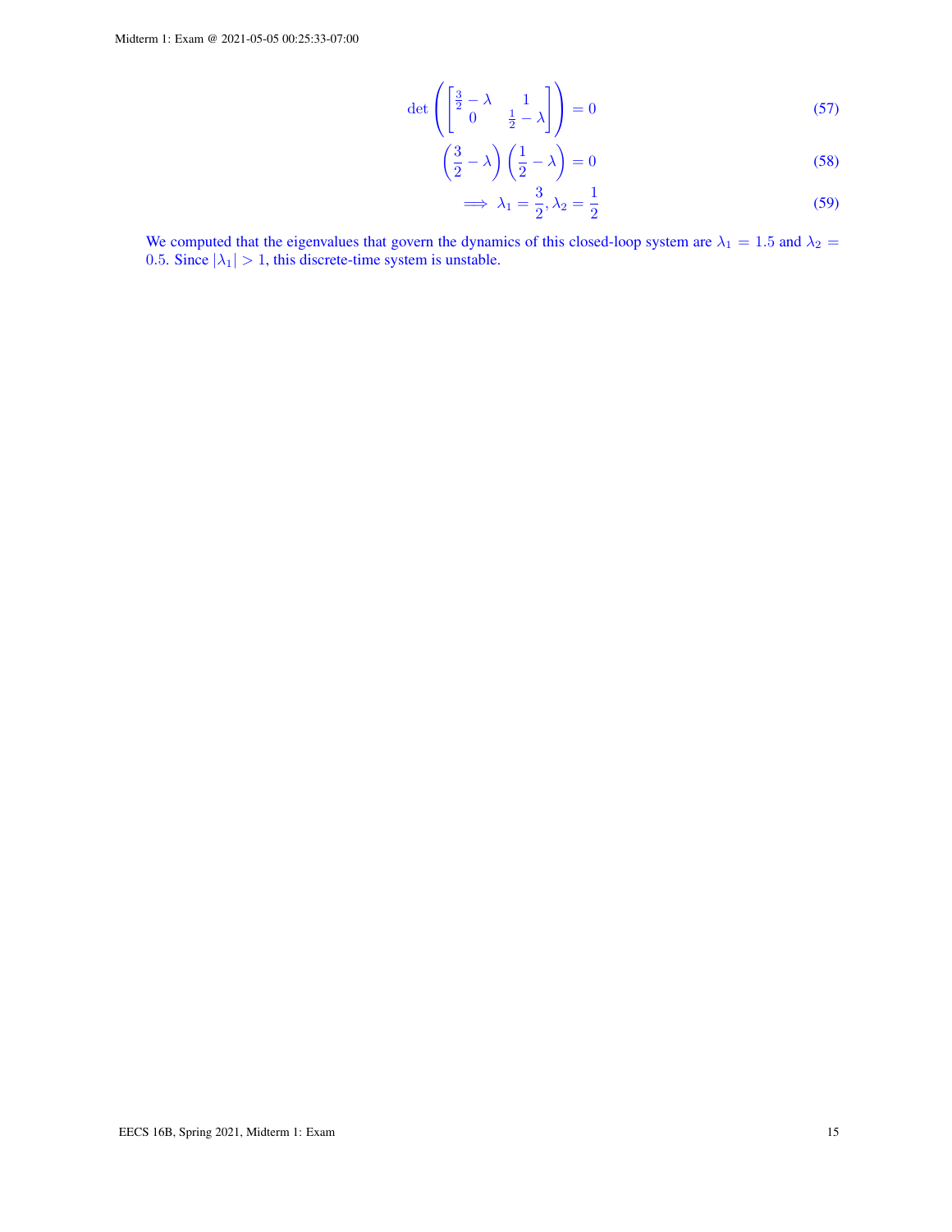$$\det\left(\begin{bmatrix} \frac{3}{2} - \lambda & 1 \\ 0 & \frac{1}{2} - \lambda \end{bmatrix}\right) = 0 \tag{57}$$

$$\left(\frac{3}{2} - \lambda\right)\left(\frac{1}{2} - \lambda\right) = 0 \tag{58}$$

$$\implies \lambda_1 = \frac{3}{2}, \lambda_2 = \frac{1}{2} \tag{59}$$

We computed that the eigenvalues that govern the dynamics of this closed-loop system are $\lambda_1 = 1.5$ and $\lambda_2 = 0.5$. Since $|\lambda_1| > 1$, this discrete-time system is unstable.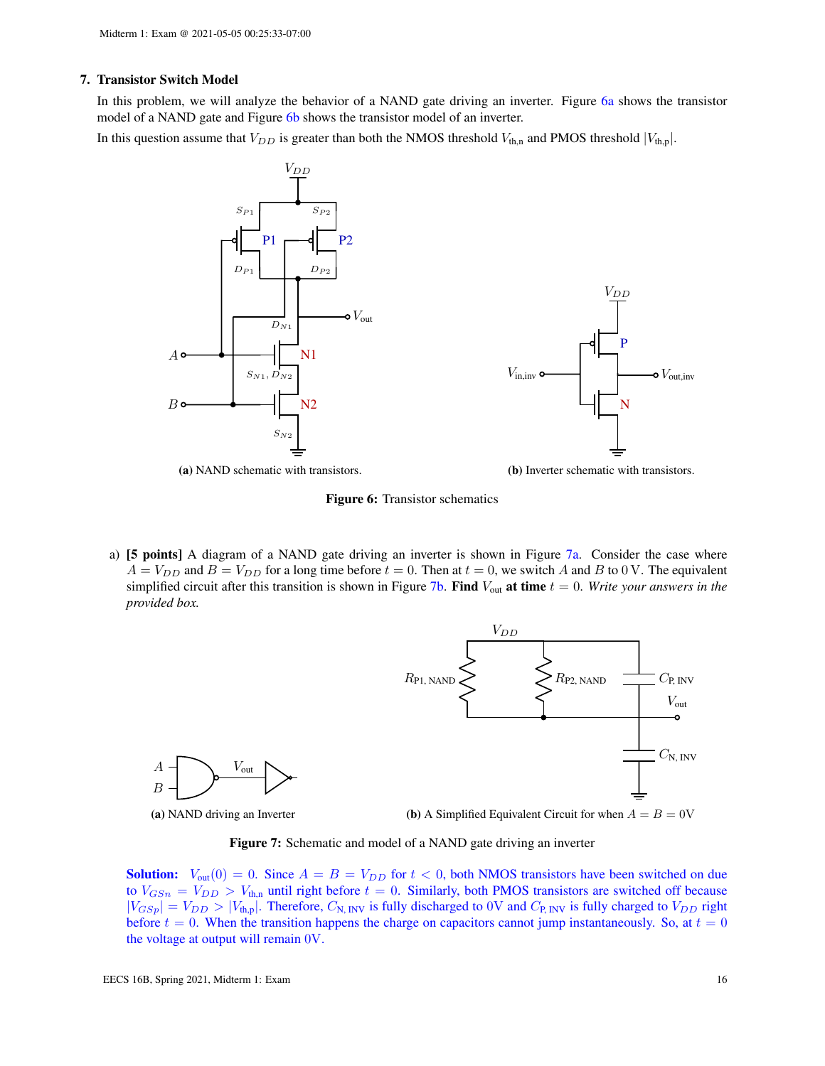## 7. Transistor Switch Model

In this problem, we will analyze the behavior of a NAND gate driving an inverter. Figure 6a shows the transistor model of a NAND gate and Figure 6b shows the transistor model of an inverter.

In this question assume that $V_{DD}$ is greater than both the NMOS threshold $V_{\text{th,n}}$ and PMOS threshold $|V_{\text{th,p}}|$.

(a) NAND schematic with transistors.

(b) Inverter schematic with transistors.

**Figure 6:** Transistor schematics

a) **[5 points]** A diagram of a NAND gate driving an inverter is shown in Figure 7a. Consider the case where $A = V_{DD}$ and $B = V_{DD}$ for a long time before $t = 0$. Then at $t = 0$, we switch $A$ and $B$ to 0 V. The equivalent simplified circuit after this transition is shown in Figure 7b. **Find** $V_{\text{out}}$ **at time** $t = 0$. *Write your answers in the provided box.*

(a) NAND driving an Inverter

(b) A Simplified Equivalent Circuit for when $A = B = 0\text{V}$

**Figure 7:** Schematic and model of a NAND gate driving an inverter

**Solution:** $V_{\text{out}}(0) = 0$. Since $A = B = V_{DD}$ for $t < 0$, both NMOS transistors have been switched on due to $V_{GSn} = V_{DD} > V_{\text{th,n}}$ until right before $t = 0$. Similarly, both PMOS transistors are switched off because $|V_{GSp}| = V_{DD} > |V_{\text{th,p}}|$. Therefore, $C_{\text{N, INV}}$ is fully discharged to 0V and $C_{\text{P, INV}}$ is fully charged to $V_{DD}$ right before $t = 0$. When the transition happens the charge on capacitors cannot jump instantaneously. So, at $t = 0$ the voltage at output will remain 0V.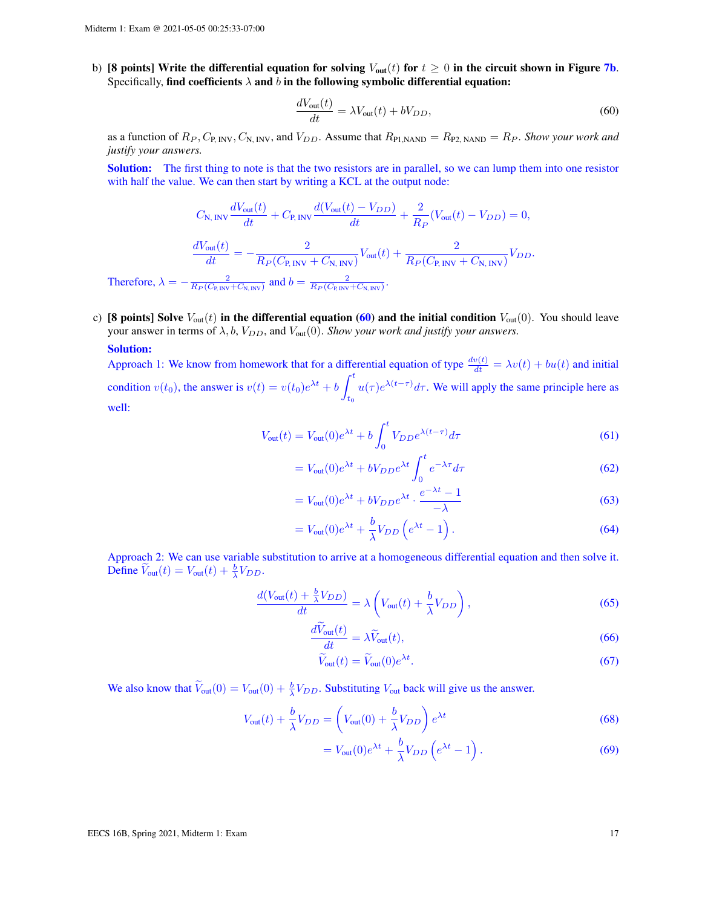b) **[8 points] Write the differential equation for solving $V_{\text{out}}(t)$ for $t \geq 0$ in the circuit shown in Figure 7b.** Specifically, **find coefficients $\lambda$ and $b$ in the following symbolic differential equation:**

$$\frac{dV_{\text{out}}(t)}{dt} = \lambda V_{\text{out}}(t) + bV_{DD}, \tag{60}$$

as a function of $R_P, C_{\text{P, INV}}, C_{\text{N, INV}}$, and $V_{DD}$. Assume that $R_{\text{P1,NAND}} = R_{\text{P2, NAND}} = R_P$. *Show your work and justify your answers.*

**Solution:** The first thing to note is that the two resistors are in parallel, so we can lump them into one resistor with half the value. We can then start by writing a KCL at the output node:

$$C_{\text{N, INV}}\frac{dV_{\text{out}}(t)}{dt} + C_{\text{P, INV}}\frac{d(V_{\text{out}}(t) - V_{DD})}{dt} + \frac{2}{R_P}(V_{\text{out}}(t) - V_{DD}) = 0,$$

$$\frac{dV_{\text{out}}(t)}{dt} = -\frac{2}{R_P(C_{\text{P, INV}} + C_{\text{N, INV}})}V_{\text{out}}(t) + \frac{2}{R_P(C_{\text{P, INV}} + C_{\text{N, INV}})}V_{DD}.$$

Therefore, $\lambda = -\frac{2}{R_P(C_{\text{P, INV}}+C_{\text{N, INV}})}$ and $b = \frac{2}{R_P(C_{\text{P, INV}}+C_{\text{N, INV}})}$.

c) **[8 points] Solve $V_{\text{out}}(t)$ in the differential equation (60) and the initial condition $V_{\text{out}}(0)$.** You should leave your answer in terms of $\lambda, b, V_{DD}$, and $V_{\text{out}}(0)$. *Show your work and justify your answers.*

**Solution:**

Approach 1: We know from homework that for a differential equation of type $\frac{dv(t)}{dt} = \lambda v(t) + bu(t)$ and initial condition $v(t_0)$, the answer is $v(t) = v(t_0)e^{\lambda t} + b\int_{t_0}^{t} u(\tau)e^{\lambda(t-\tau)}d\tau$. We will apply the same principle here as well:

$$V_{\text{out}}(t) = V_{\text{out}}(0)e^{\lambda t} + b\int_0^t V_{DD}e^{\lambda(t-\tau)}d\tau \tag{61}$$

$$= V_{\text{out}}(0)e^{\lambda t} + bV_{DD}e^{\lambda t}\int_0^t e^{-\lambda\tau}d\tau \tag{62}$$

$$= V_{\text{out}}(0)e^{\lambda t} + bV_{DD}e^{\lambda t} \cdot \frac{e^{-\lambda t} - 1}{-\lambda} \tag{63}$$

$$= V_{\text{out}}(0)e^{\lambda t} + \frac{b}{\lambda}V_{DD}\left(e^{\lambda t} - 1\right). \tag{64}$$

Approach 2: We can use variable substitution to arrive at a homogeneous differential equation and then solve it. Define $\widetilde{V}_{\text{out}}(t) = V_{\text{out}}(t) + \frac{b}{\lambda}V_{DD}$.

$$\frac{d(V_{\text{out}}(t) + \frac{b}{\lambda}V_{DD})}{dt} = \lambda\left(V_{\text{out}}(t) + \frac{b}{\lambda}V_{DD}\right), \tag{65}$$

$$\frac{d\widetilde{V}_{\text{out}}(t)}{dt} = \lambda\widetilde{V}_{\text{out}}(t), \tag{66}$$

$$\widetilde{V}_{\text{out}}(t) = \widetilde{V}_{\text{out}}(0)e^{\lambda t}. \tag{67}$$

We also know that $\widetilde{V}_{\text{out}}(0) = V_{\text{out}}(0) + \frac{b}{\lambda}V_{DD}$. Substituting $V_{\text{out}}$ back will give us the answer.

$$V_{\text{out}}(t) + \frac{b}{\lambda}V_{DD} = \left(V_{\text{out}}(0) + \frac{b}{\lambda}V_{DD}\right)e^{\lambda t} \tag{68}$$

$$= V_{\text{out}}(0)e^{\lambda t} + \frac{b}{\lambda}V_{DD}\left(e^{\lambda t} - 1\right). \tag{69}$$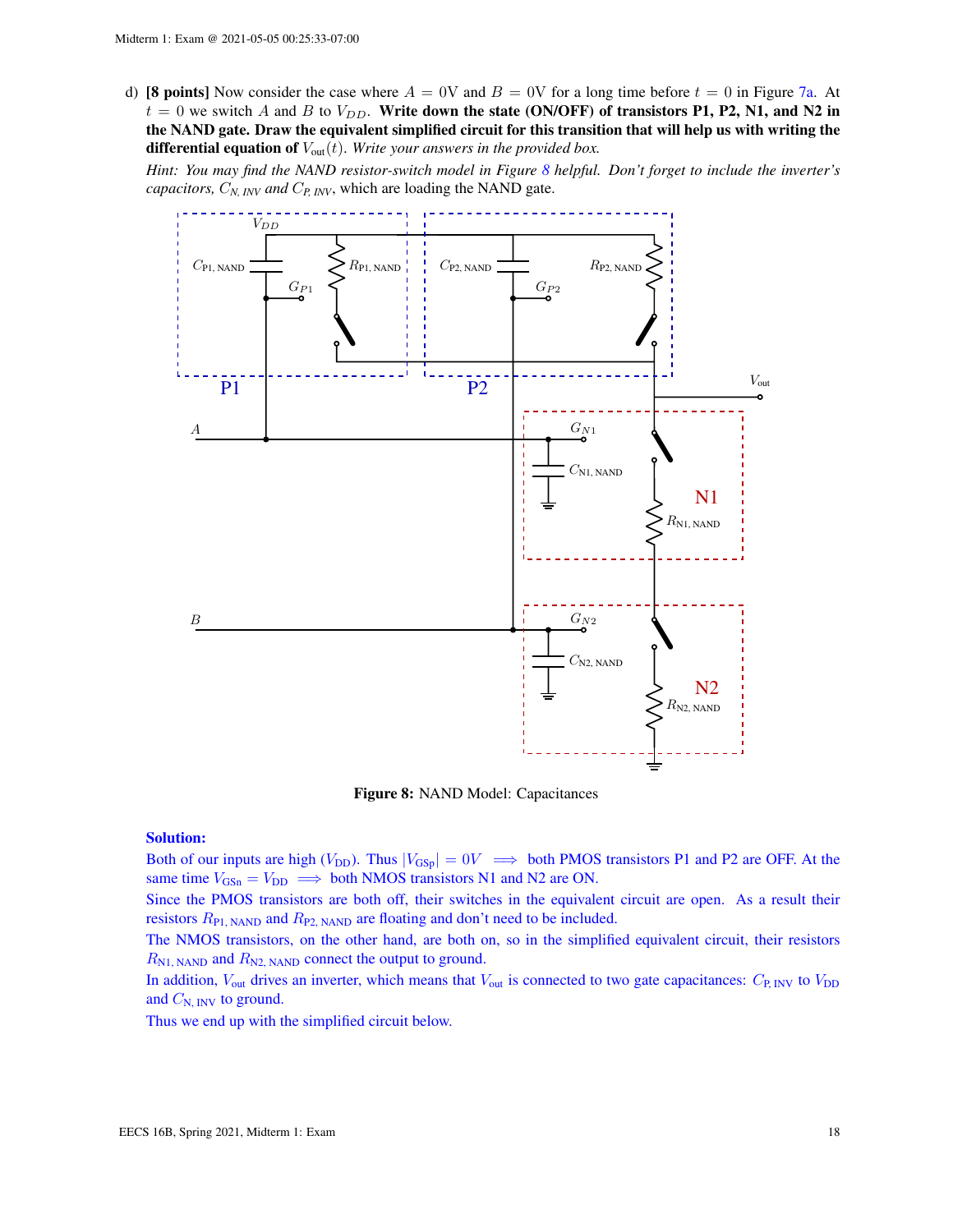d) **[8 points]** Now consider the case where $A = 0\text{V}$ and $B = 0\text{V}$ for a long time before $t = 0$ in Figure 7a. At $t = 0$ we switch $A$ and $B$ to $V_{DD}$. **Write down the state (ON/OFF) of transistors P1, P2, N1, and N2 in the NAND gate. Draw the equivalent simplified circuit for this transition that will help us with writing the differential equation of $V_{\text{out}}(t)$.** *Write your answers in the provided box.*

*Hint: You may find the NAND resistor-switch model in Figure 8 helpful. Don't forget to include the inverter's capacitors, $C_{N,\,INV}$ and $C_{P,\,INV}$*, which are loading the NAND gate.

$V_{DD}$

$C_{\text{P1, NAND}}$

$R_{\text{P1, NAND}}$

$G_{P1}$

$C_{\text{P2, NAND}}$

$R_{\text{P2, NAND}}$

$G_{P2}$

P1

P2

$V_{\text{out}}$

$A$

$G_{N1}$

$C_{\text{N1, NAND}}$

N1

$R_{\text{N1, NAND}}$

$B$

$G_{N2}$

$C_{\text{N2, NAND}}$

N2

$R_{\text{N2, NAND}}$

**Figure 8:** NAND Model: Capacitances

**Solution:**

Both of our inputs are high ($V_{\text{DD}}$). Thus $|V_{\text{GSp}}| = 0V \implies$ both PMOS transistors P1 and P2 are OFF. At the same time $V_{\text{GSn}} = V_{\text{DD}} \implies$ both NMOS transistors N1 and N2 are ON.

Since the PMOS transistors are both off, their switches in the equivalent circuit are open. As a result their resistors $R_{\text{P1, NAND}}$ and $R_{\text{P2, NAND}}$ are floating and don't need to be included.

The NMOS transistors, on the other hand, are both on, so in the simplified equivalent circuit, their resistors $R_{\text{N1, NAND}}$ and $R_{\text{N2, NAND}}$ connect the output to ground.

In addition, $V_{\text{out}}$ drives an inverter, which means that $V_{\text{out}}$ is connected to two gate capacitances: $C_{\text{P, INV}}$ to $V_{\text{DD}}$ and $C_{\text{N, INV}}$ to ground.

Thus we end up with the simplified circuit below.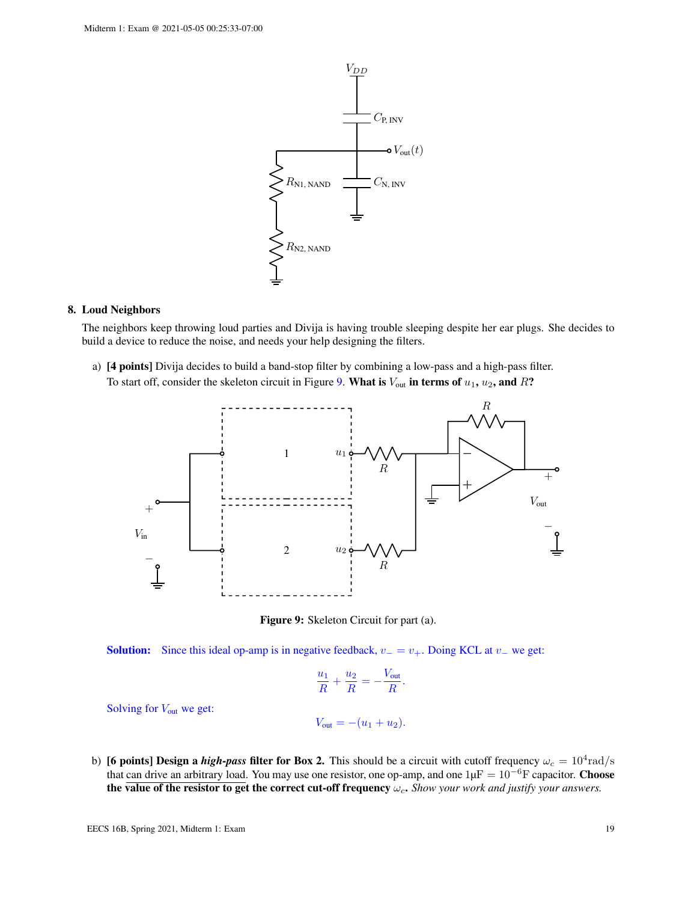## 8. Loud Neighbors

The neighbors keep throwing loud parties and Divija is having trouble sleeping despite her ear plugs. She decides to build a device to reduce the noise, and needs your help designing the filters.

a) **[4 points]** Divija decides to build a band-stop filter by combining a low-pass and a high-pass filter. To start off, consider the skeleton circuit in Figure 9. **What is $V_{\text{out}}$ in terms of $u_1$, $u_2$, and $R$?**

**Figure 9:** Skeleton Circuit for part (a).

**Solution:** Since this ideal op-amp is in negative feedback, $v_- = v_+$. Doing KCL at $v_-$ we get:

$$\frac{u_1}{R} + \frac{u_2}{R} = -\frac{V_{\text{out}}}{R}.$$

Solving for $V_{\text{out}}$ we get:

$$V_{\text{out}} = -(u_1 + u_2).$$

b) **[6 points] Design a *high-pass* filter for Box 2.** This should be a circuit with cutoff frequency $\omega_c = 10^4 \text{rad/s}$ that can drive an arbitrary load. You may use one resistor, one op-amp, and one $1\mu\text{F} = 10^{-6}\text{F}$ capacitor. **Choose the value of the resistor to get the correct cut-off frequency $\omega_c$.** *Show your work and justify your answers.*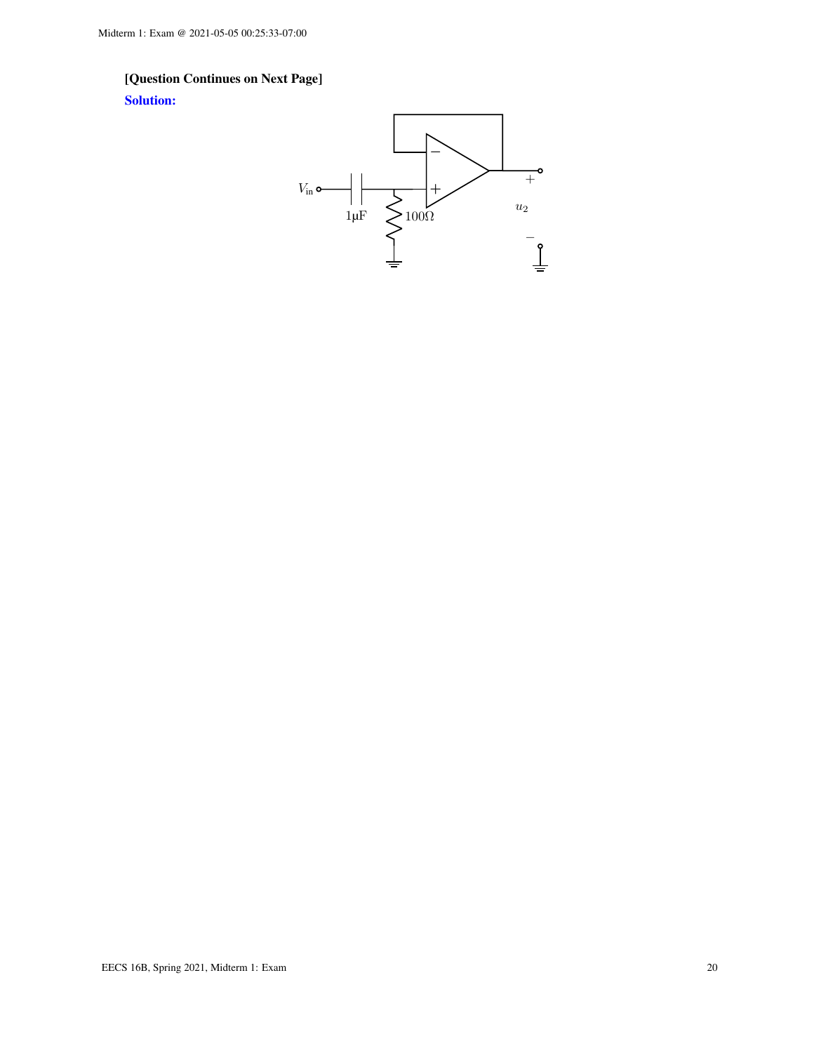**[Question Continues on Next Page]**

**Solution:**

$V_{\text{in}}$

1µF

100Ω

$u_2$

$+$

$-$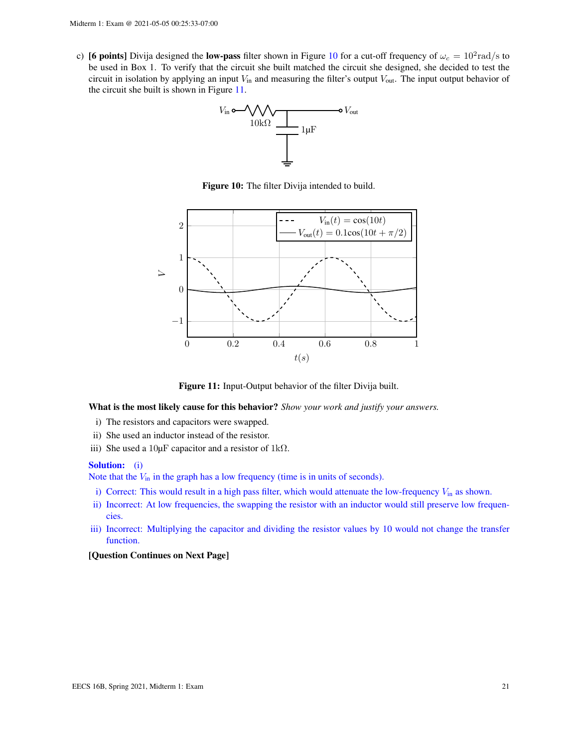c) **[6 points]** Divija designed the **low-pass** filter shown in Figure 10 for a cut-off frequency of $\omega_c = 10^2 \mathrm{rad/s}$ to be used in Box 1. To verify that the circuit she built matched the circuit she designed, she decided to test the circuit in isolation by applying an input $V_{\text{in}}$ and measuring the filter's output $V_{\text{out}}$. The input output behavior of the circuit she built is shown in Figure 11.

$V_{\text{in}}$

10kΩ

1µF

$V_{\text{out}}$

**Figure 10:** The filter Divija intended to build.

$V_{\text{in}}(t) = \cos(10t)$

$V_{\text{out}}(t) = 0.1\cos(10t + \pi/2)$

V

2

1

0

−1

0

0.2

0.4

0.6

0.8

1

$t(s)$

**Figure 11:** Input-Output behavior of the filter Divija built.

**What is the most likely cause for this behavior?** *Show your work and justify your answers.*

i) The resistors and capacitors were swapped.

ii) She used an inductor instead of the resistor.

iii) She used a 10µF capacitor and a resistor of 1kΩ.

**Solution:** (i)

Note that the $V_{\text{in}}$ in the graph has a low frequency (time is in units of seconds).

i) Correct: This would result in a high pass filter, which would attenuate the low-frequency $V_{\text{in}}$ as shown.

ii) Incorrect: At low frequencies, the swapping the resistor with an inductor would still preserve low frequencies.

iii) Incorrect: Multiplying the capacitor and dividing the resistor values by 10 would not change the transfer function.

**[Question Continues on Next Page]**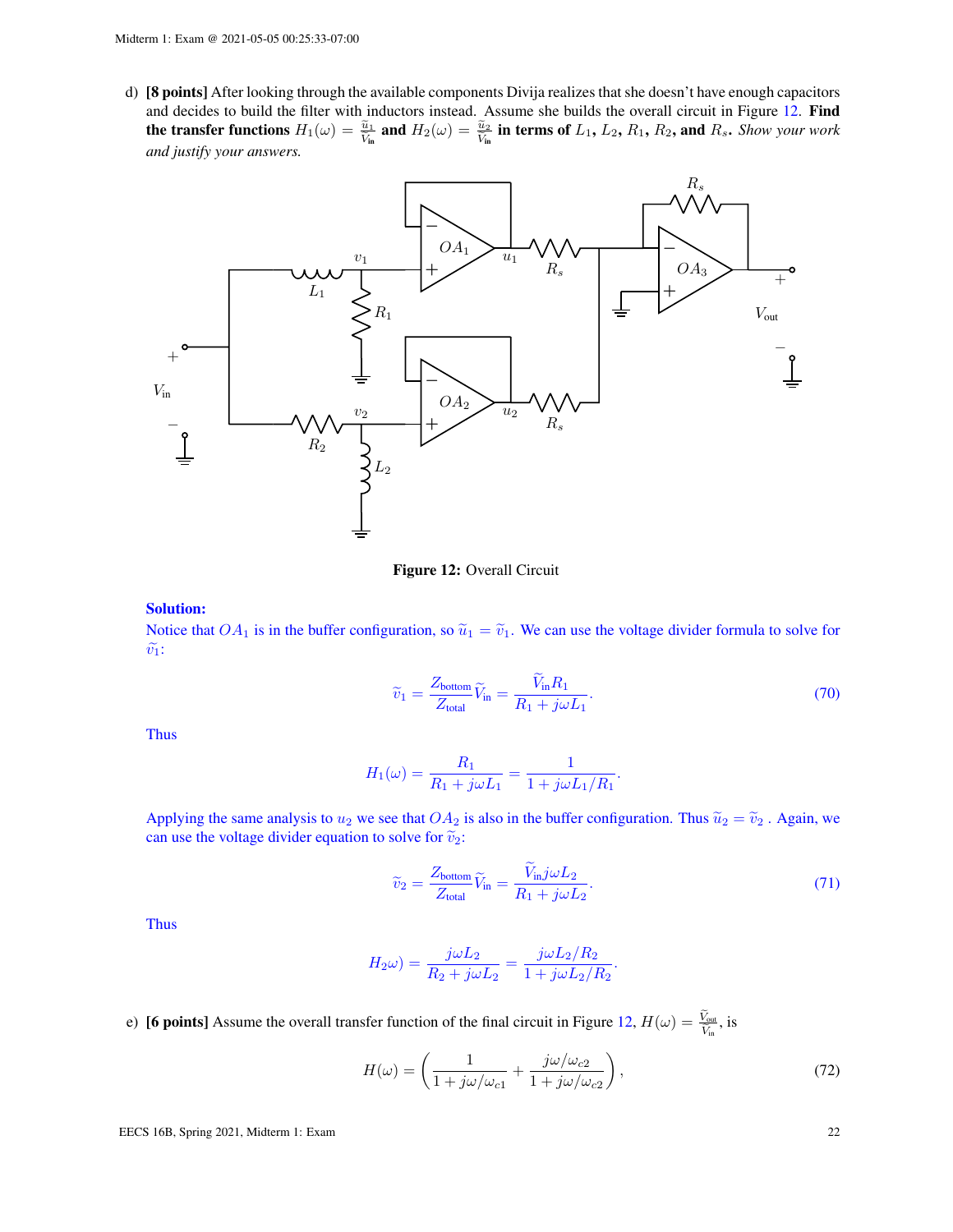d) **[8 points]** After looking through the available components Divija realizes that she doesn't have enough capacitors and decides to build the filter with inductors instead. Assume she builds the overall circuit in Figure 12. **Find the transfer functions** $H_1(\omega) = \frac{\widetilde{u}_1}{\widetilde{V}_{\text{in}}}$ **and** $H_2(\omega) = \frac{\widetilde{u}_2}{\widetilde{V}_{\text{in}}}$ **in terms of** $L_1$**,** $L_2$**,** $R_1$**,** $R_2$**, and** $R_s$**.** *Show your work and justify your answers.*

$R_s$

$OA_1$

$v_1$

$u_1$

$OA_3$

$L_1$

$R_s$

$R_1$

$+$

$V_{\text{out}}$

$+$

$V_{\text{in}}$

$-$

$OA_2$

$v_2$

$u_2$

$R_2$

$R_s$

$L_2$

**Figure 12:** Overall Circuit

**Solution:**

Notice that $OA_1$ is in the buffer configuration, so $\widetilde{u}_1 = \widetilde{v}_1$. We can use the voltage divider formula to solve for $\widetilde{v}_1$:

$$\widetilde{v}_1 = \frac{Z_{\text{bottom}}}{Z_{\text{total}}}\widetilde{V}_{\text{in}} = \frac{\widetilde{V}_{\text{in}} R_1}{R_1 + j\omega L_1}. \tag{70}$$

Thus

$$H_1(\omega) = \frac{R_1}{R_1 + j\omega L_1} = \frac{1}{1 + j\omega L_1/R_1}.$$

Applying the same analysis to $u_2$ we see that $OA_2$ is also in the buffer configuration. Thus $\widetilde{u}_2 = \widetilde{v}_2$ . Again, we can use the voltage divider equation to solve for $\widetilde{v}_2$:

$$\widetilde{v}_2 = \frac{Z_{\text{bottom}}}{Z_{\text{total}}}\widetilde{V}_{\text{in}} = \frac{\widetilde{V}_{\text{in}} j\omega L_2}{R_1 + j\omega L_2}. \tag{71}$$

Thus

$$H_2\omega) = \frac{j\omega L_2}{R_2 + j\omega L_2} = \frac{j\omega L_2/R_2}{1 + j\omega L_2/R_2}.$$

e) **[6 points]** Assume the overall transfer function of the final circuit in Figure 12, $H(\omega) = \frac{\widetilde{V}_{\text{out}}}{\widetilde{V}_{\text{in}}}$, is

$$H(\omega) = \left(\frac{1}{1 + j\omega/\omega_{c1}} + \frac{j\omega/\omega_{c2}}{1 + j\omega/\omega_{c2}}\right), \tag{72}$$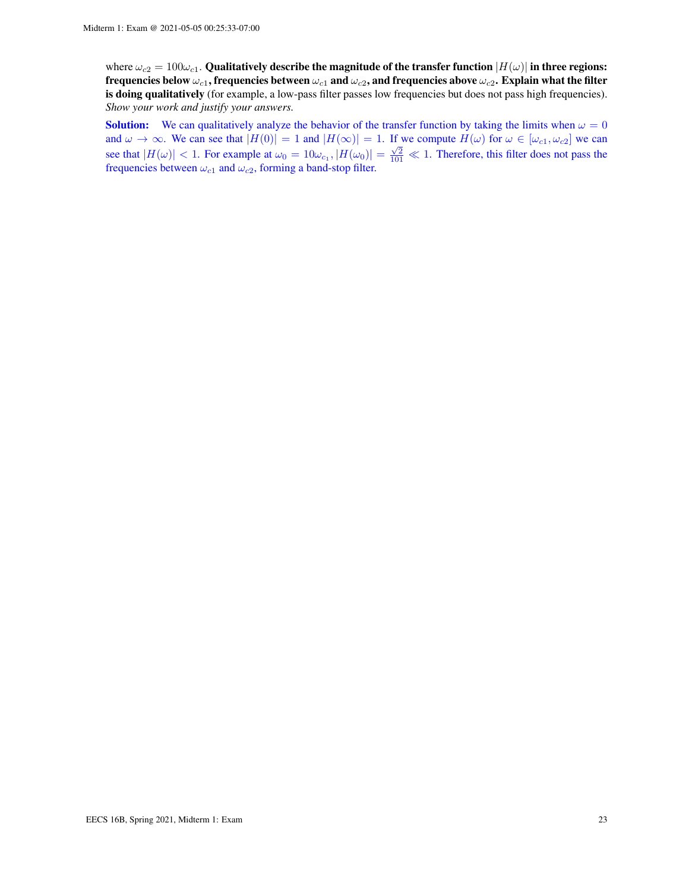where $\omega_{c2} = 100\omega_{c1}$. **Qualitatively describe the magnitude of the transfer function $|H(\omega)|$ in three regions: frequencies below $\omega_{c1}$, frequencies between $\omega_{c1}$ and $\omega_{c2}$, and frequencies above $\omega_{c2}$. Explain what the filter is doing qualitatively** (for example, a low-pass filter passes low frequencies but does not pass high frequencies). *Show your work and justify your answers.*

**Solution:** We can qualitatively analyze the behavior of the transfer function by taking the limits when $\omega = 0$ and $\omega \to \infty$. We can see that $|H(0)| = 1$ and $|H(\infty)| = 1$. If we compute $H(\omega)$ for $\omega \in [\omega_{c1}, \omega_{c2}]$ we can see that $|H(\omega)| < 1$. For example at $\omega_0 = 10\omega_{c_1}$, $|H(\omega_0)| = \frac{\sqrt{2}}{101} \ll 1$. Therefore, this filter does not pass the frequencies between $\omega_{c1}$ and $\omega_{c2}$, forming a band-stop filter.